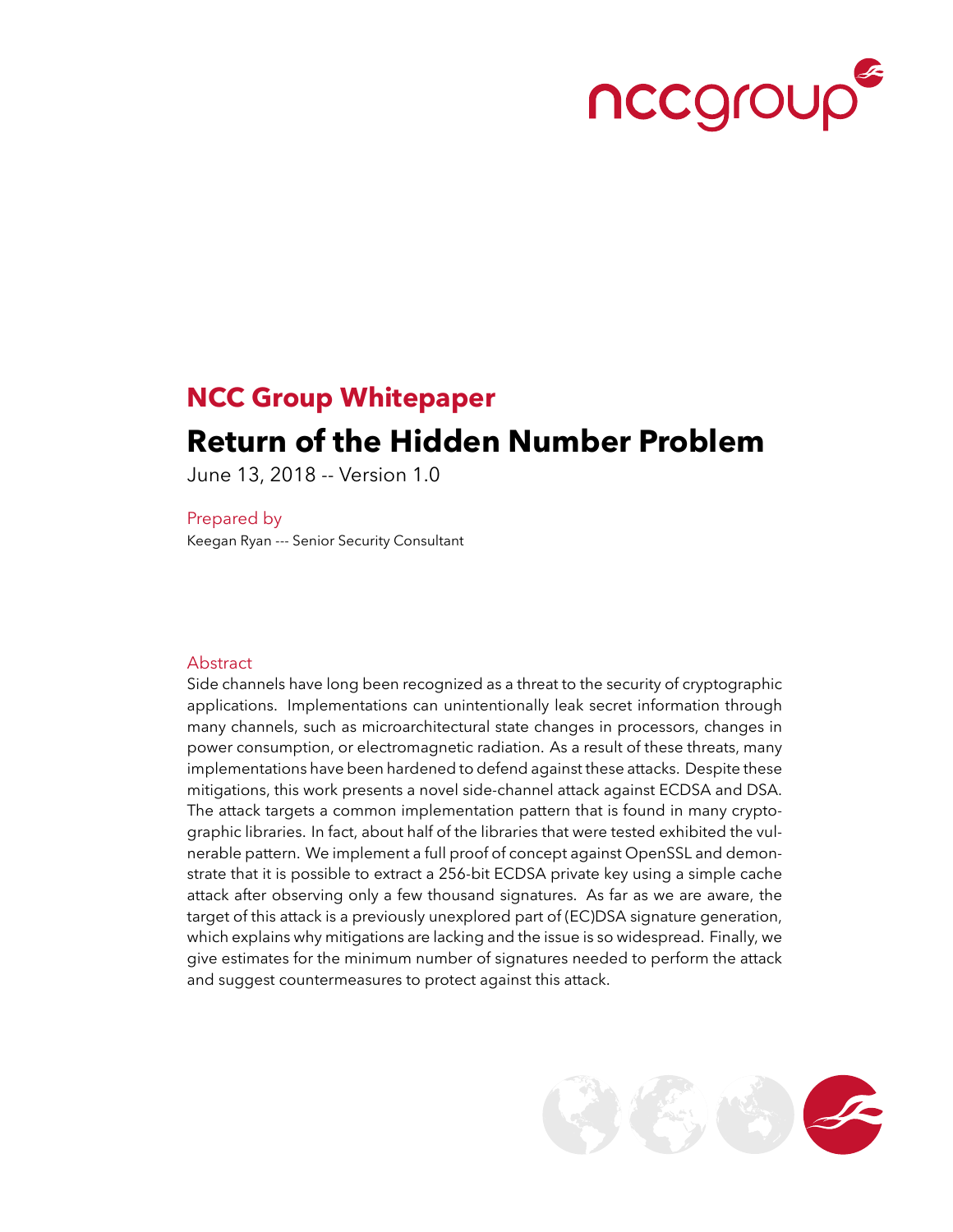# NCC Group Whitepaper

## Return of the Hidden Number Problem

June 13, 2018 -- Version 1.0

Prepared by

Keegan Ryan --- Senior Security Consultant

### Abstract

Side channels have long been recognized as a threat to the security of cryptographic applications. Implementations can unintentionally leak secret information through many channels, such as microarchitectural state changes in processors, changes in power consumption, or electromagnetic radiation. As a result of these threats, many implementations have been hardened to defend against these attacks. Despite these mitigations, this work presents a novel side-channel attack against ECDSA and DSA. The attack targets a common implementation pattern that is found in many cryptographic libraries. In fact, about half of the libraries that were tested exhibited the vulnerable pattern. We implement a full proof of concept against OpenSSL and demonstrate that it is possible to extract a 256-bit ECDSA private key using a simple cache attack after observing only a few thousand signatures. As far as we are aware, the target of this attack is a previously unexplored part of (EC)DSA signature generation, which explains why mitigations are lacking and the issue is so widespread. Finally, we give estimates for the minimum number of signatures needed to perform the attack and suggest countermeasures to protect against this attack.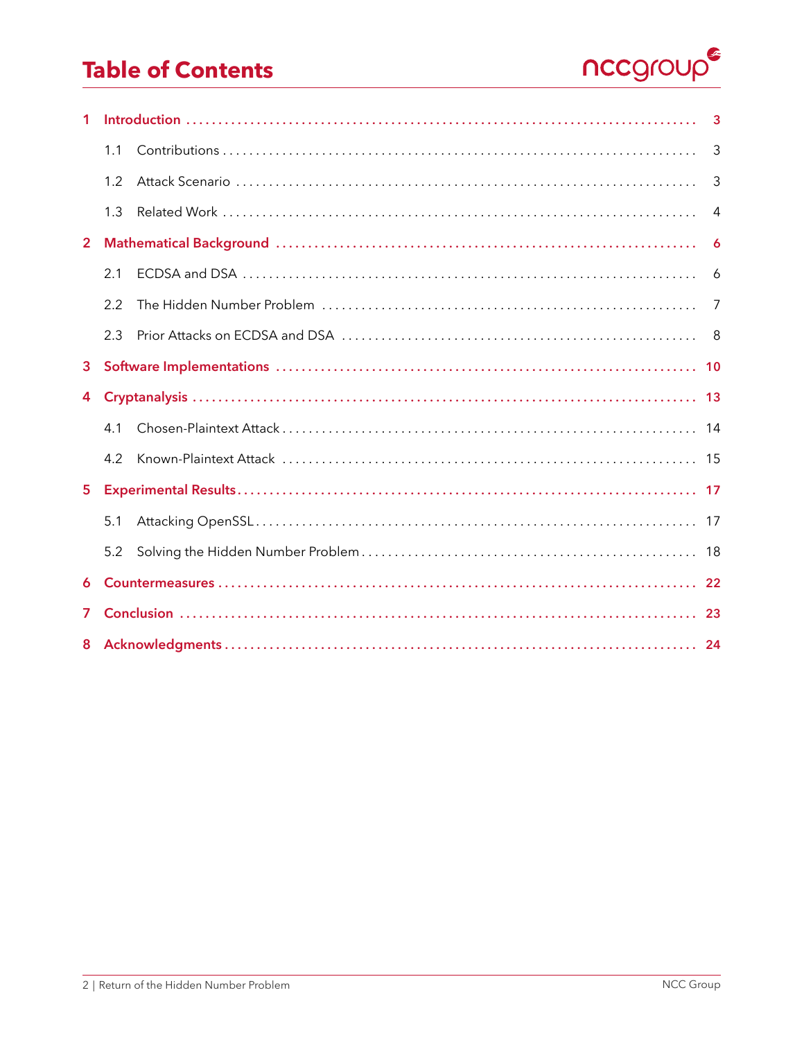# Table of Contents

1 Introduction ... 3
- 1.1 Contributions ... 3
- 1.2 Attack Scenario ... 3
- 1.3 Related Work ... 4

2 Mathematical Background ... 6
- 2.1 ECDSA and DSA ... 6
- 2.2 The Hidden Number Problem ... 7
- 2.3 Prior Attacks on ECDSA and DSA ... 8

3 Software Implementations ... 10

4 Cryptanalysis ... 13
- 4.1 Chosen-Plaintext Attack ... 14
- 4.2 Known-Plaintext Attack ... 15

5 Experimental Results ... 17
- 5.1 Attacking OpenSSL ... 17
- 5.2 Solving the Hidden Number Problem ... 18

6 Countermeasures ... 22

7 Conclusion ... 23

8 Acknowledgments ... 24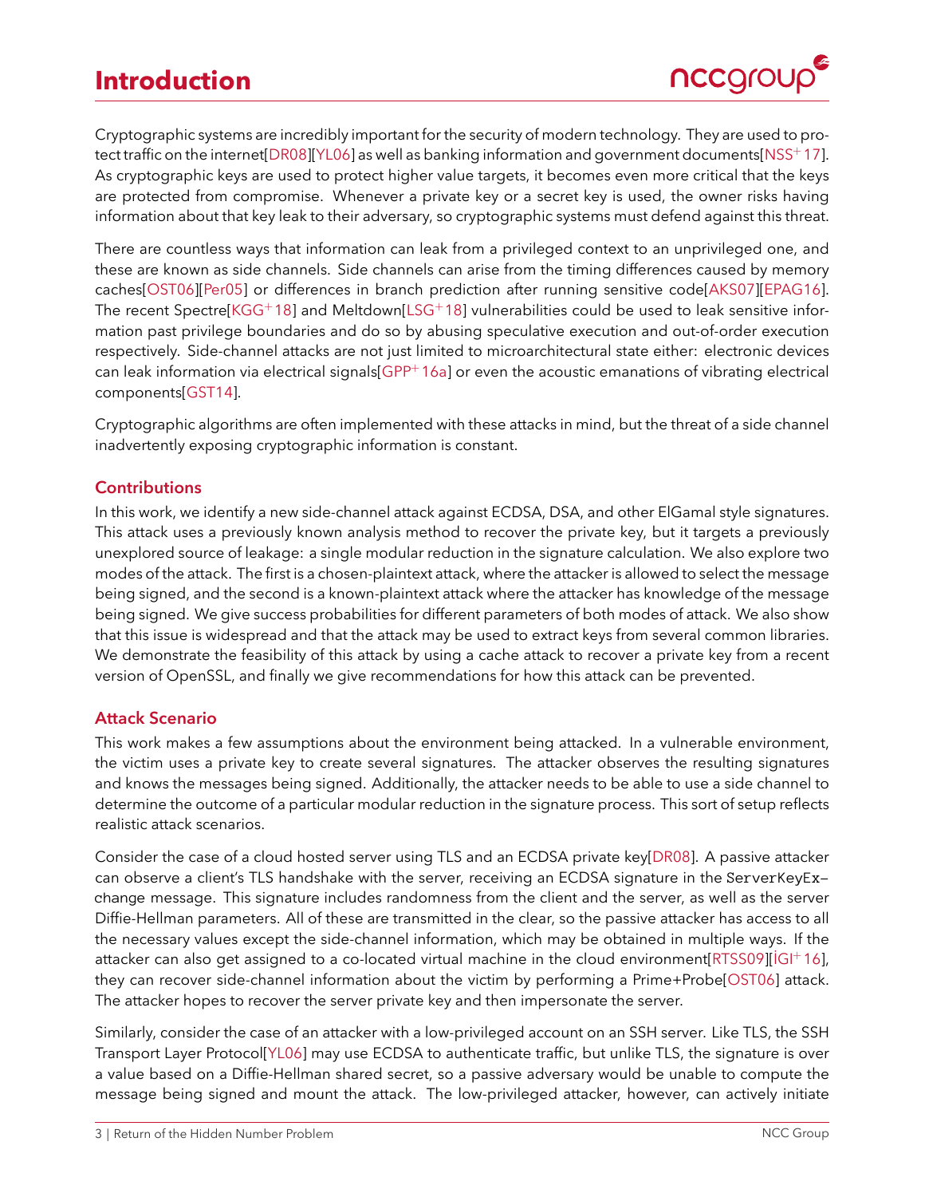# Introduction

Cryptographic systems are incredibly important for the security of modern technology. They are used to protect traffic on the internet[DR08][YL06] as well as banking information and government documents[NSS+17]. As cryptographic keys are used to protect higher value targets, it becomes even more critical that the keys are protected from compromise. Whenever a private key or a secret key is used, the owner risks having information about that key leak to their adversary, so cryptographic systems must defend against this threat.

There are countless ways that information can leak from a privileged context to an unprivileged one, and these are known as side channels. Side channels can arise from the timing differences caused by memory caches[OST06][Per05] or differences in branch prediction after running sensitive code[AKS07][EPAG16]. The recent Spectre[KGG+18] and Meltdown[LSG+18] vulnerabilities could be used to leak sensitive information past privilege boundaries and do so by abusing speculative execution and out-of-order execution respectively. Side-channel attacks are not just limited to microarchitectural state either: electronic devices can leak information via electrical signals[GPP+16a] or even the acoustic emanations of vibrating electrical components[GST14].

Cryptographic algorithms are often implemented with these attacks in mind, but the threat of a side channel inadvertently exposing cryptographic information is constant.

### Contributions

In this work, we identify a new side-channel attack against ECDSA, DSA, and other ElGamal style signatures. This attack uses a previously known analysis method to recover the private key, but it targets a previously unexplored source of leakage: a single modular reduction in the signature calculation. We also explore two modes of the attack. The first is a chosen-plaintext attack, where the attacker is allowed to select the message being signed, and the second is a known-plaintext attack where the attacker has knowledge of the message being signed. We give success probabilities for different parameters of both modes of attack. We also show that this issue is widespread and that the attack may be used to extract keys from several common libraries. We demonstrate the feasibility of this attack by using a cache attack to recover a private key from a recent version of OpenSSL, and finally we give recommendations for how this attack can be prevented.

### Attack Scenario

This work makes a few assumptions about the environment being attacked. In a vulnerable environment, the victim uses a private key to create several signatures. The attacker observes the resulting signatures and knows the messages being signed. Additionally, the attacker needs to be able to use a side channel to determine the outcome of a particular modular reduction in the signature process. This sort of setup reflects realistic attack scenarios.

Consider the case of a cloud hosted server using TLS and an ECDSA private key[DR08]. A passive attacker can observe a client's TLS handshake with the server, receiving an ECDSA signature in the `ServerKeyExchange` message. This signature includes randomness from the client and the server, as well as the server Diffie-Hellman parameters. All of these are transmitted in the clear, so the passive attacker has access to all the necessary values except the side-channel information, which may be obtained in multiple ways. If the attacker can also get assigned to a co-located virtual machine in the cloud environment[RTSS09][İGI+16], they can recover side-channel information about the victim by performing a Prime+Probe[OST06] attack. The attacker hopes to recover the server private key and then impersonate the server.

Similarly, consider the case of an attacker with a low-privileged account on an SSH server. Like TLS, the SSH Transport Layer Protocol[YL06] may use ECDSA to authenticate traffic, but unlike TLS, the signature is over a value based on a Diffie-Hellman shared secret, so a passive adversary would be unable to compute the message being signed and mount the attack. The low-privileged attacker, however, can actively initiate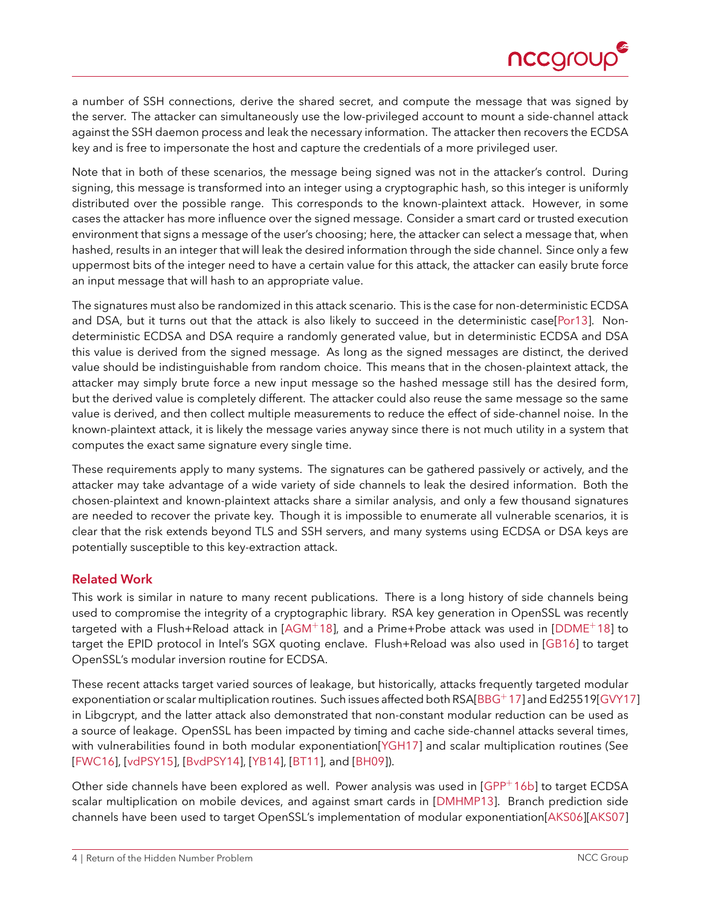a number of SSH connections, derive the shared secret, and compute the message that was signed by the server. The attacker can simultaneously use the low-privileged account to mount a side-channel attack against the SSH daemon process and leak the necessary information. The attacker then recovers the ECDSA key and is free to impersonate the host and capture the credentials of a more privileged user.

Note that in both of these scenarios, the message being signed was not in the attacker's control. During signing, this message is transformed into an integer using a cryptographic hash, so this integer is uniformly distributed over the possible range. This corresponds to the known-plaintext attack. However, in some cases the attacker has more influence over the signed message. Consider a smart card or trusted execution environment that signs a message of the user's choosing; here, the attacker can select a message that, when hashed, results in an integer that will leak the desired information through the side channel. Since only a few uppermost bits of the integer need to have a certain value for this attack, the attacker can easily brute force an input message that will hash to an appropriate value.

The signatures must also be randomized in this attack scenario. This is the case for non-deterministic ECDSA and DSA, but it turns out that the attack is also likely to succeed in the deterministic case[Por13]. Non-deterministic ECDSA and DSA require a randomly generated value, but in deterministic ECDSA and DSA this value is derived from the signed message. As long as the signed messages are distinct, the derived value should be indistinguishable from random choice. This means that in the chosen-plaintext attack, the attacker may simply brute force a new input message so the hashed message still has the desired form, but the derived value is completely different. The attacker could also reuse the same message so the same value is derived, and then collect multiple measurements to reduce the effect of side-channel noise. In the known-plaintext attack, it is likely the message varies anyway since there is not much utility in a system that computes the exact same signature every single time.

These requirements apply to many systems. The signatures can be gathered passively or actively, and the attacker may take advantage of a wide variety of side channels to leak the desired information. Both the chosen-plaintext and known-plaintext attacks share a similar analysis, and only a few thousand signatures are needed to recover the private key. Though it is impossible to enumerate all vulnerable scenarios, it is clear that the risk extends beyond TLS and SSH servers, and many systems using ECDSA or DSA keys are potentially susceptible to this key-extraction attack.

## Related Work

This work is similar in nature to many recent publications. There is a long history of side channels being used to compromise the integrity of a cryptographic library. RSA key generation in OpenSSL was recently targeted with a Flush+Reload attack in [AGM+18], and a Prime+Probe attack was used in [DDME+18] to target the EPID protocol in Intel's SGX quoting enclave. Flush+Reload was also used in [GB16] to target OpenSSL's modular inversion routine for ECDSA.

These recent attacks target varied sources of leakage, but historically, attacks frequently targeted modular exponentiation or scalar multiplication routines. Such issues affected both RSA[BBG+17] and Ed25519[GVY17] in Libgcrypt, and the latter attack also demonstrated that non-constant modular reduction can be used as a source of leakage. OpenSSL has been impacted by timing and cache side-channel attacks several times, with vulnerabilities found in both modular exponentiation[YGH17] and scalar multiplication routines (See [FWC16], [vdPSY15], [BvdPSY14], [YB14], [BT11], and [BH09]).

Other side channels have been explored as well. Power analysis was used in [GPP+16b] to target ECDSA scalar multiplication on mobile devices, and against smart cards in [DMHMP13]. Branch prediction side channels have been used to target OpenSSL's implementation of modular exponentiation[AKS06][AKS07]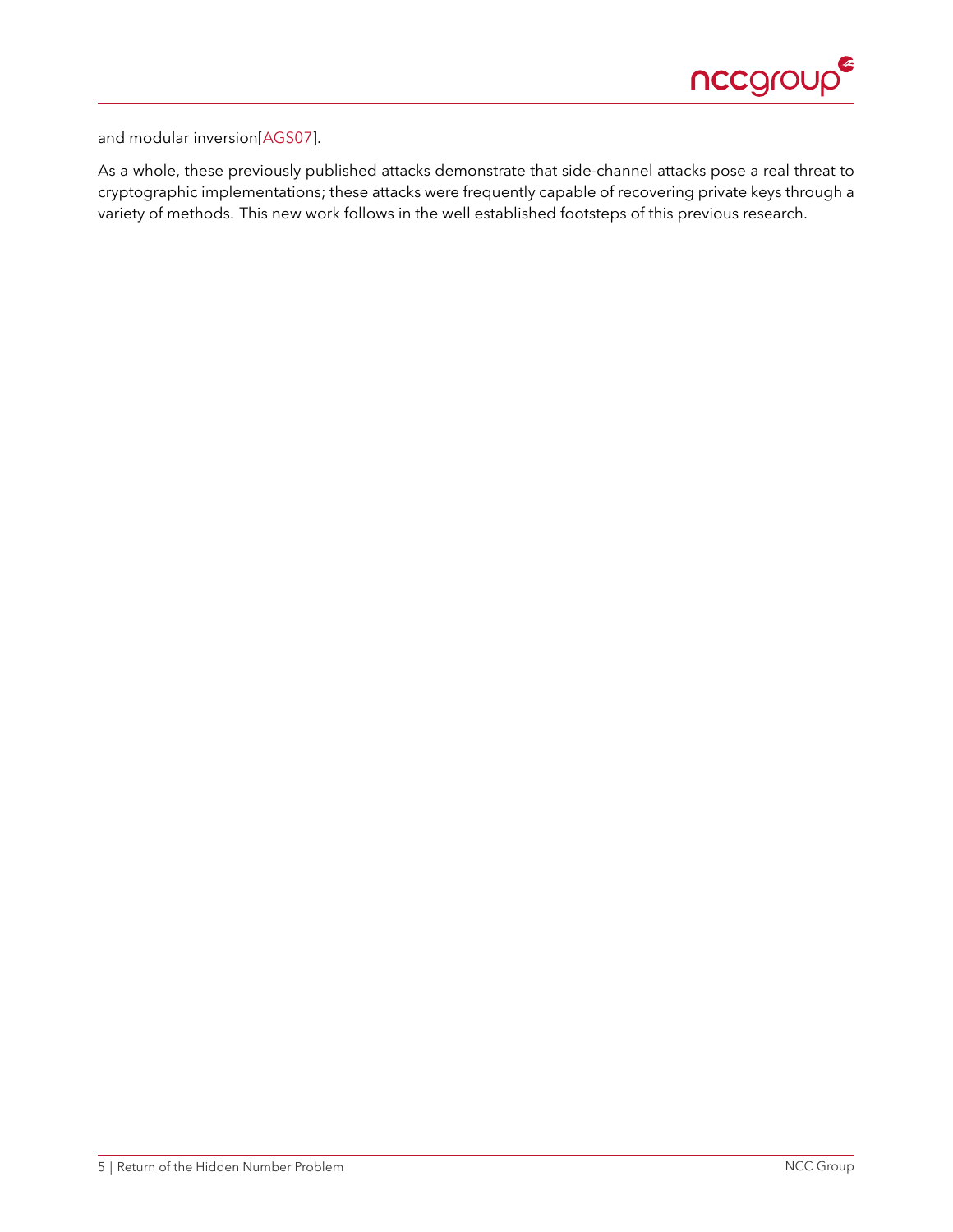and modular inversion[AGS07].

As a whole, these previously published attacks demonstrate that side-channel attacks pose a real threat to cryptographic implementations; these attacks were frequently capable of recovering private keys through a variety of methods. This new work follows in the well established footsteps of this previous research.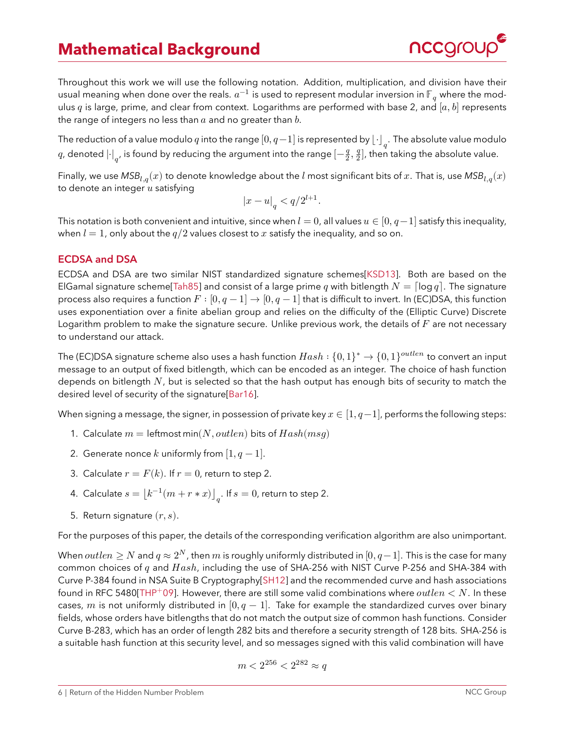# Mathematical Background

Throughout this work we will use the following notation. Addition, multiplication, and division have their usual meaning when done over the reals. $a^{-1}$ is used to represent modular inversion in $\mathbb{F}_q$ where the modulus $q$ is large, prime, and clear from context. Logarithms are performed with base 2, and $[a, b]$ represents the range of integers no less than $a$ and no greater than $b$.

The reduction of a value modulo $q$ into the range $[0, q-1]$ is represented by $\lfloor \cdot \rfloor_q$. The absolute value modulo $q$, denoted $|\cdot|_q$, is found by reducing the argument into the range $[-\frac{q}{2}, \frac{q}{2}]$, then taking the absolute value.

Finally, we use $MSB_{l,q}(x)$ to denote knowledge about the $l$ most significant bits of $x$. That is, use $MSB_{l,q}(x)$ to denote an integer $u$ satisfying

$$|x - u|_q < q/2^{l+1}.$$

This notation is both convenient and intuitive, since when $l = 0$, all values $u \in [0, q-1]$ satisfy this inequality, when $l = 1$, only about the $q/2$ values closest to $x$ satisfy the inequality, and so on.

## ECDSA and DSA

ECDSA and DSA are two similar NIST standardized signature schemes[KSD13]. Both are based on the ElGamal signature scheme[Tah85] and consist of a large prime $q$ with bitlength $N = \lceil \log q \rceil$. The signature process also requires a function $F : [0, q-1] \to [0, q-1]$ that is difficult to invert. In (EC)DSA, this function uses exponentiation over a finite abelian group and relies on the difficulty of the (Elliptic Curve) Discrete Logarithm problem to make the signature secure. Unlike previous work, the details of $F$ are not necessary to understand our attack.

The (EC)DSA signature scheme also uses a hash function $Hash : \{0,1\}^* \to \{0,1\}^{outlen}$ to convert an input message to an output of fixed bitlength, which can be encoded as an integer. The choice of hash function depends on bitlength $N$, but is selected so that the hash output has enough bits of security to match the desired level of security of the signature[Bar16].

When signing a message, the signer, in possession of private key $x \in [1, q-1]$, performs the following steps:

1. Calculate $m =$ leftmost $\min(N, outlen)$ bits of $Hash(msg)$
2. Generate nonce $k$ uniformly from $[1, q-1]$.
3. Calculate $r = F(k)$. If $r = 0$, return to step 2.
4. Calculate $s = \lfloor k^{-1}(m + r * x) \rfloor_q$. If $s = 0$, return to step 2.
5. Return signature $(r, s)$.

For the purposes of this paper, the details of the corresponding verification algorithm are also unimportant.

When $outlen \geq N$ and $q \approx 2^N$, then $m$ is roughly uniformly distributed in $[0, q-1]$. This is the case for many common choices of $q$ and $Hash$, including the use of SHA-256 with NIST Curve P-256 and SHA-384 with Curve P-384 found in NSA Suite B Cryptography[SH12] and the recommended curve and hash associations found in RFC 5480[THP+09]. However, there are still some valid combinations where $outlen < N$. In these cases, $m$ is not uniformly distributed in $[0, q-1]$. Take for example the standardized curves over binary fields, whose orders have bitlengths that do not match the output size of common hash functions. Consider Curve B-283, which has an order of length 282 bits and therefore a security strength of 128 bits. SHA-256 is a suitable hash function at this security level, and so messages signed with this valid combination will have

$$m < 2^{256} < 2^{282} \approx q$$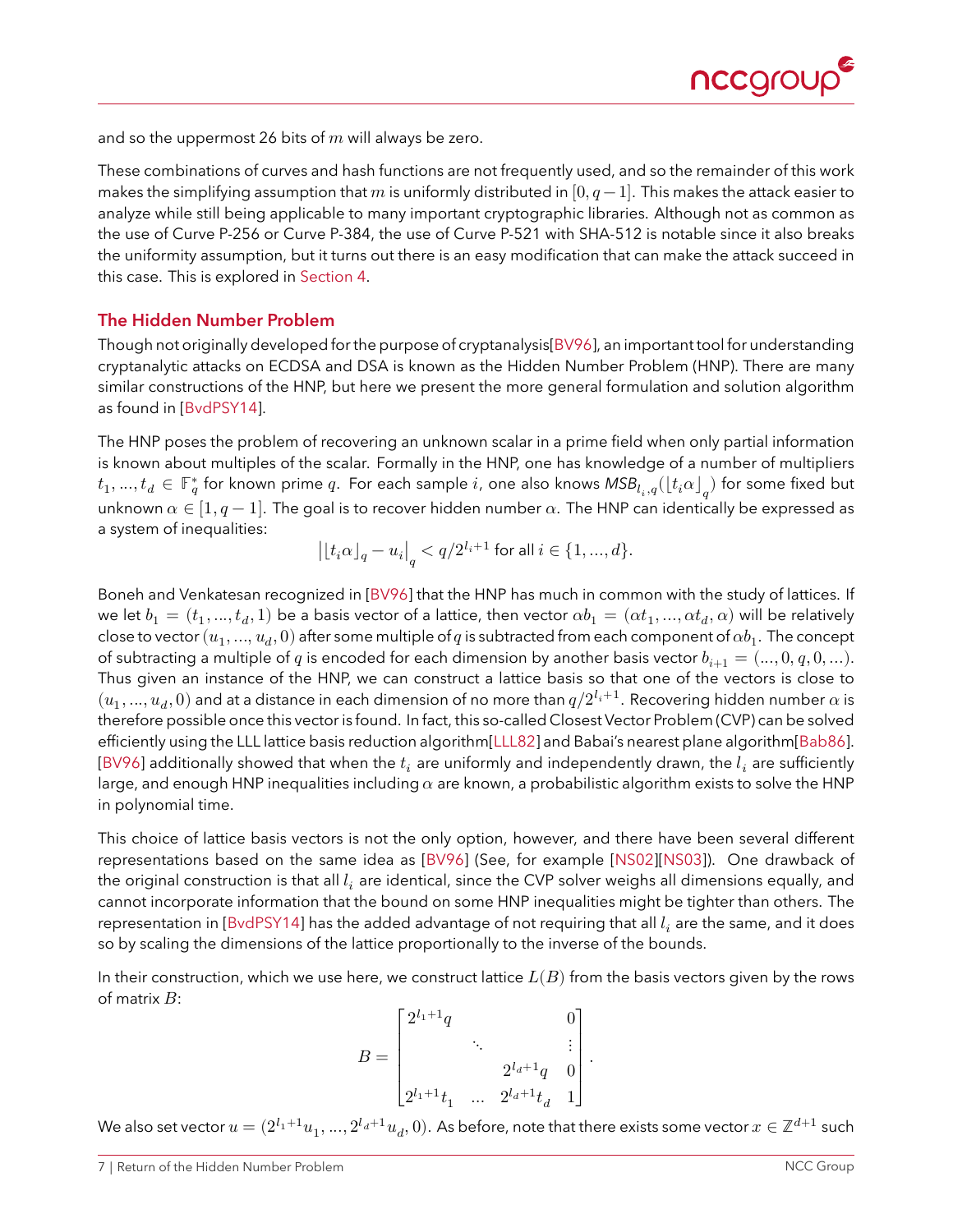and so the uppermost 26 bits of $m$ will always be zero.

These combinations of curves and hash functions are not frequently used, and so the remainder of this work makes the simplifying assumption that $m$ is uniformly distributed in $[0, q-1]$. This makes the attack easier to analyze while still being applicable to many important cryptographic libraries. Although not as common as the use of Curve P-256 or Curve P-384, the use of Curve P-521 with SHA-512 is notable since it also breaks the uniformity assumption, but it turns out there is an easy modification that can make the attack succeed in this case. This is explored in Section 4.

### The Hidden Number Problem

Though not originally developed for the purpose of cryptanalysis[BV96], an important tool for understanding cryptanalytic attacks on ECDSA and DSA is known as the Hidden Number Problem (HNP). There are many similar constructions of the HNP, but here we present the more general formulation and solution algorithm as found in [BvdPSY14].

The HNP poses the problem of recovering an unknown scalar in a prime field when only partial information is known about multiples of the scalar. Formally in the HNP, one has knowledge of a number of multipliers $t_1, ..., t_d \in \mathbb{F}_q^*$ for known prime $q$. For each sample $i$, one also knows $MSB_{l_i,q}(\lfloor t_i\alpha \rfloor_q)$ for some fixed but unknown $\alpha \in [1, q-1]$. The goal is to recover hidden number $\alpha$. The HNP can identically be expressed as a system of inequalities:

$$\left|\lfloor t_i\alpha \rfloor_q - u_i\right|_q < q/2^{l_i+1} \text{ for all } i \in \{1, ..., d\}.$$

Boneh and Venkatesan recognized in [BV96] that the HNP has much in common with the study of lattices. If we let $b_1 = (t_1, ..., t_d, 1)$ be a basis vector of a lattice, then vector $\alpha b_1 = (\alpha t_1, ..., \alpha t_d, \alpha)$ will be relatively close to vector $(u_1, ..., u_d, 0)$ after some multiple of $q$ is subtracted from each component of $\alpha b_1$. The concept of subtracting a multiple of $q$ is encoded for each dimension by another basis vector $b_{i+1} = (..., 0, q, 0, ...)$. Thus given an instance of the HNP, we can construct a lattice basis so that one of the vectors is close to $(u_1, ..., u_d, 0)$ and at a distance in each dimension of no more than $q/2^{l_i+1}$. Recovering hidden number $\alpha$ is therefore possible once this vector is found. In fact, this so-called Closest Vector Problem (CVP) can be solved efficiently using the LLL lattice basis reduction algorithm[LLL82] and Babai's nearest plane algorithm[Bab86]. [BV96] additionally showed that when the $t_i$ are uniformly and independently drawn, the $l_i$ are sufficiently large, and enough HNP inequalities including $\alpha$ are known, a probabilistic algorithm exists to solve the HNP in polynomial time.

This choice of lattice basis vectors is not the only option, however, and there have been several different representations based on the same idea as [BV96] (See, for example [NS02][NS03]). One drawback of the original construction is that all $l_i$ are identical, since the CVP solver weighs all dimensions equally, and cannot incorporate information that the bound on some HNP inequalities might be tighter than others. The representation in [BvdPSY14] has the added advantage of not requiring that all $l_i$ are the same, and it does so by scaling the dimensions of the lattice proportionally to the inverse of the bounds.

In their construction, which we use here, we construct lattice $L(B)$ from the basis vectors given by the rows of matrix $B$:

$$B = \begin{bmatrix} 2^{l_1+1}q & & & 0 \\ & \ddots & & \vdots \\ & & 2^{l_d+1}q & 0 \\ 2^{l_1+1}t_1 & \dots & 2^{l_d+1}t_d & 1 \end{bmatrix}.$$

We also set vector $u = (2^{l_1+1}u_1, ..., 2^{l_d+1}u_d, 0)$. As before, note that there exists some vector $x \in \mathbb{Z}^{d+1}$ such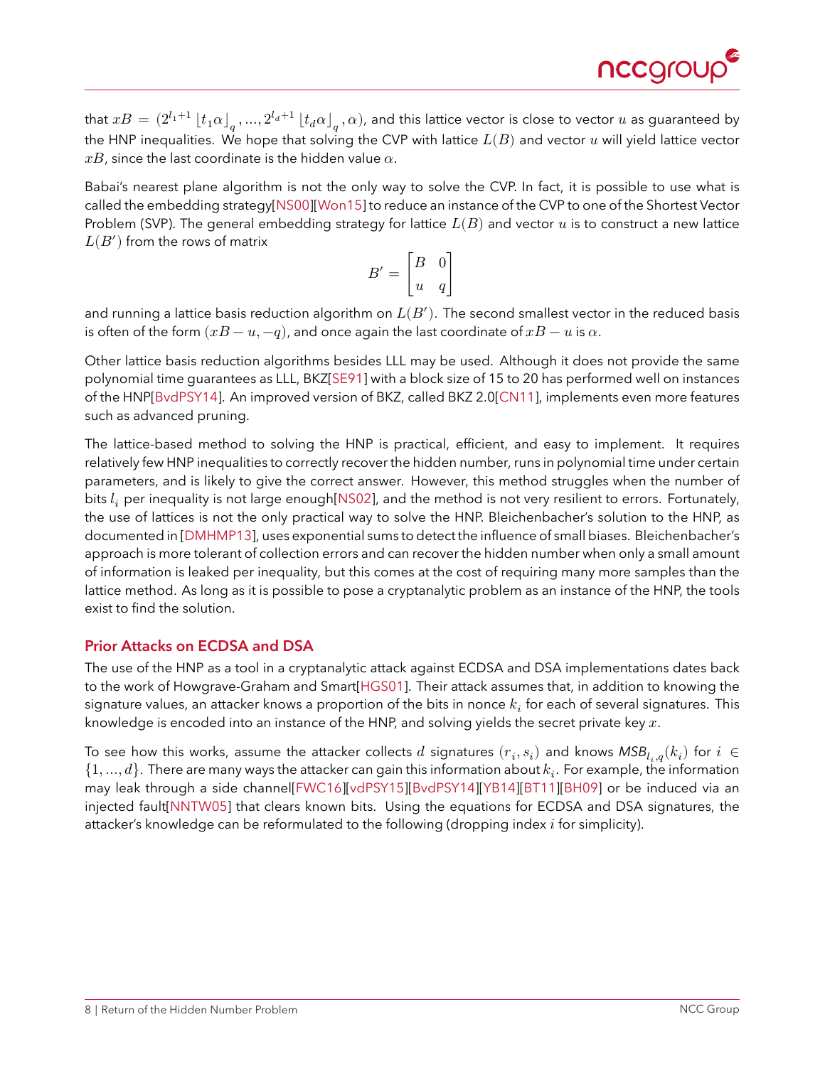that $xB = (2^{l_1+1} \lfloor t_1\alpha \rfloor_q, ..., 2^{l_d+1} \lfloor t_d\alpha \rfloor_q, \alpha)$, and this lattice vector is close to vector $u$ as guaranteed by the HNP inequalities. We hope that solving the CVP with lattice $L(B)$ and vector $u$ will yield lattice vector $xB$, since the last coordinate is the hidden value $\alpha$.

Babai's nearest plane algorithm is not the only way to solve the CVP. In fact, it is possible to use what is called the embedding strategy[NS00][Won15] to reduce an instance of the CVP to one of the Shortest Vector Problem (SVP). The general embedding strategy for lattice $L(B)$ and vector $u$ is to construct a new lattice $L(B')$ from the rows of matrix

$$B' = \begin{bmatrix} B & 0 \\ u & q \end{bmatrix}$$

and running a lattice basis reduction algorithm on $L(B')$. The second smallest vector in the reduced basis is often of the form $(xB - u, -q)$, and once again the last coordinate of $xB - u$ is $\alpha$.

Other lattice basis reduction algorithms besides LLL may be used. Although it does not provide the same polynomial time guarantees as LLL, BKZ[SE91] with a block size of 15 to 20 has performed well on instances of the HNP[BvdPSY14]. An improved version of BKZ, called BKZ 2.0[CN11], implements even more features such as advanced pruning.

The lattice-based method to solving the HNP is practical, efficient, and easy to implement. It requires relatively few HNP inequalities to correctly recover the hidden number, runs in polynomial time under certain parameters, and is likely to give the correct answer. However, this method struggles when the number of bits $l_i$ per inequality is not large enough[NS02], and the method is not very resilient to errors. Fortunately, the use of lattices is not the only practical way to solve the HNP. Bleichenbacher's solution to the HNP, as documented in [DMHMP13], uses exponential sums to detect the influence of small biases. Bleichenbacher's approach is more tolerant of collection errors and can recover the hidden number when only a small amount of information is leaked per inequality, but this comes at the cost of requiring many more samples than the lattice method. As long as it is possible to pose a cryptanalytic problem as an instance of the HNP, the tools exist to find the solution.

### Prior Attacks on ECDSA and DSA

The use of the HNP as a tool in a cryptanalytic attack against ECDSA and DSA implementations dates back to the work of Howgrave-Graham and Smart[HGS01]. Their attack assumes that, in addition to knowing the signature values, an attacker knows a proportion of the bits in nonce $k_i$ for each of several signatures. This knowledge is encoded into an instance of the HNP, and solving yields the secret private key $x$.

To see how this works, assume the attacker collects $d$ signatures $(r_i, s_i)$ and knows $MSB_{l_i,q}(k_i)$ for $i \in \{1, ..., d\}$. There are many ways the attacker can gain this information about $k_i$. For example, the information may leak through a side channel[FWC16][vdPSY15][BvdPSY14][YB14][BT11][BH09] or be induced via an injected fault[NNTW05] that clears known bits. Using the equations for ECDSA and DSA signatures, the attacker's knowledge can be reformulated to the following (dropping index $i$ for simplicity).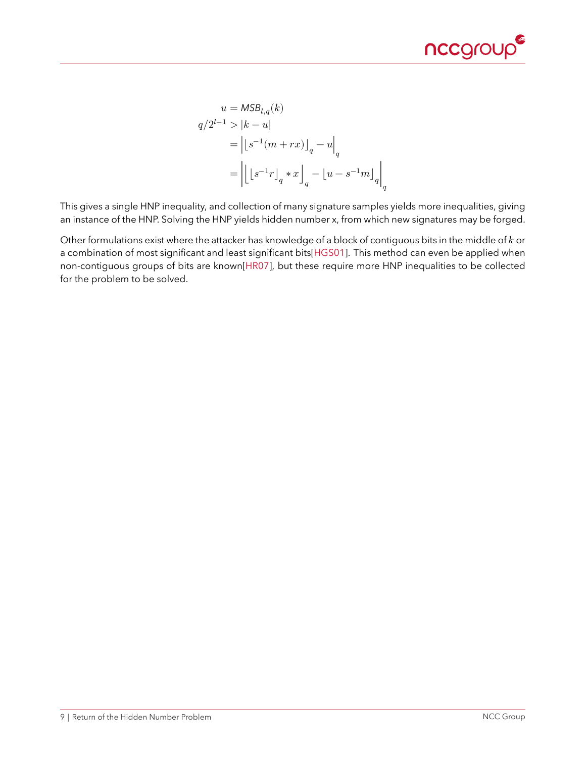$$
\begin{aligned}
u &= \mathit{MSB}_{l,q}(k) \\
q/2^{l+1} &> |k - u| \\
&= \left| \left\lfloor s^{-1}(m + rx) \right\rfloor_q - u \right|_q \\
&= \left| \left\lfloor \left\lfloor s^{-1}r \right\rfloor_q * x \right\rfloor_q - \left\lfloor u - s^{-1}m \right\rfloor_q \right|_q
\end{aligned}
$$

This gives a single HNP inequality, and collection of many signature samples yields more inequalities, giving an instance of the HNP. Solving the HNP yields hidden number x, from which new signatures may be forged.

Other formulations exist where the attacker has knowledge of a block of contiguous bits in the middle of $k$ or a combination of most significant and least significant bits[HGS01]. This method can even be applied when non-contiguous groups of bits are known[HR07], but these require more HNP inequalities to be collected for the problem to be solved.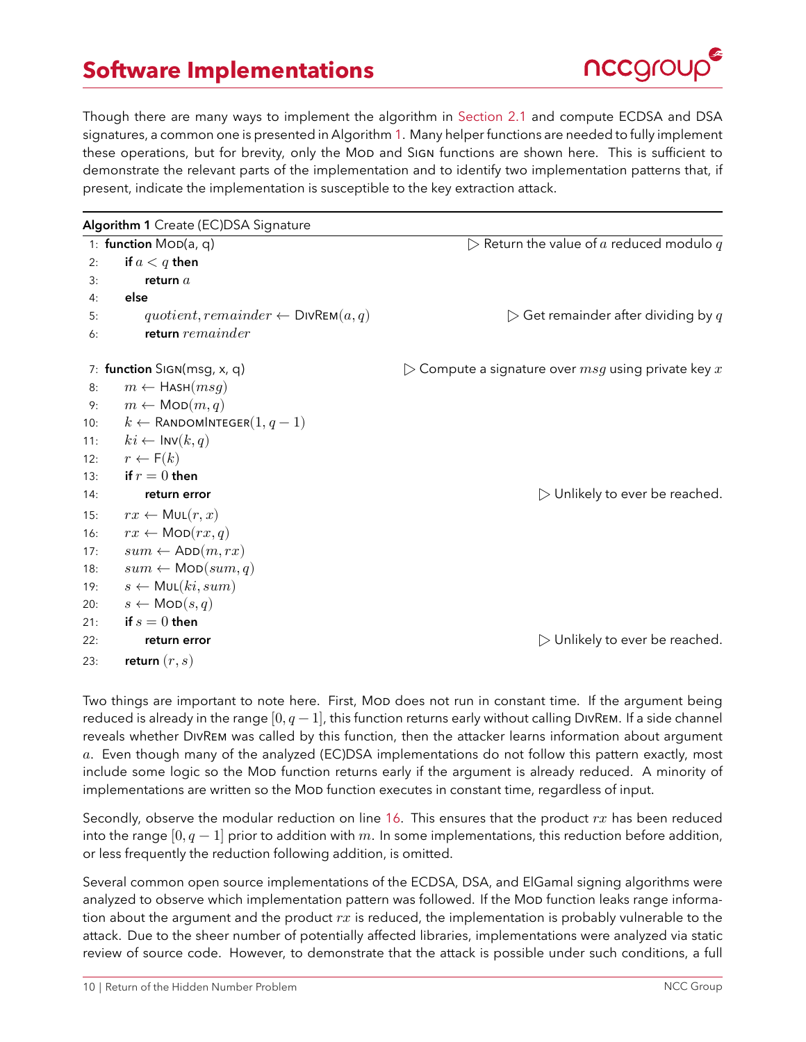# Software Implementations

Though there are many ways to implement the algorithm in Section 2.1 and compute ECDSA and DSA signatures, a common one is presented in Algorithm 1. Many helper functions are needed to fully implement these operations, but for brevity, only the MOD and SIGN functions are shown here. This is sufficient to demonstrate the relevant parts of the implementation and to identify two implementation patterns that, if present, indicate the implementation is susceptible to the key extraction attack.

**Algorithm 1** Create (EC)DSA Signature

```
 1: function MOD(a, q)                              ▷ Return the value of a reduced modulo q
 2:     if a < q then
 3:         return a
 4:     else
 5:         quotient, remainder ← DIVREM(a, q)       ▷ Get remainder after dividing by q
 6:         return remainder

 7: function SIGN(msg, x, q)                        ▷ Compute a signature over msg using private key x
 8:     m ← HASH(msg)
 9:     m ← MOD(m, q)
10:     k ← RANDOMINTEGER(1, q − 1)
11:     ki ← INV(k, q)
12:     r ← F(k)
13:     if r = 0 then
14:         return error                             ▷ Unlikely to ever be reached.
15:     rx ← MUL(r, x)
16:     rx ← MOD(rx, q)
17:     sum ← ADD(m, rx)
18:     sum ← MOD(sum, q)
19:     s ← MUL(ki, sum)
20:     s ← MOD(s, q)
21:     if s = 0 then
22:         return error                             ▷ Unlikely to ever be reached.
23:     return (r, s)
```

Two things are important to note here. First, MOD does not run in constant time. If the argument being reduced is already in the range $[0, q-1]$, this function returns early without calling DIVREM. If a side channel reveals whether DIVREM was called by this function, then the attacker learns information about argument $a$. Even though many of the analyzed (EC)DSA implementations do not follow this pattern exactly, most include some logic so the MOD function returns early if the argument is already reduced. A minority of implementations are written so the MOD function executes in constant time, regardless of input.

Secondly, observe the modular reduction on line 16. This ensures that the product $rx$ has been reduced into the range $[0, q-1]$ prior to addition with $m$. In some implementations, this reduction before addition, or less frequently the reduction following addition, is omitted.

Several common open source implementations of the ECDSA, DSA, and ElGamal signing algorithms were analyzed to observe which implementation pattern was followed. If the MOD function leaks range information about the argument and the product $rx$ is reduced, the implementation is probably vulnerable to the attack. Due to the sheer number of potentially affected libraries, implementations were analyzed via static review of source code. However, to demonstrate that the attack is possible under such conditions, a full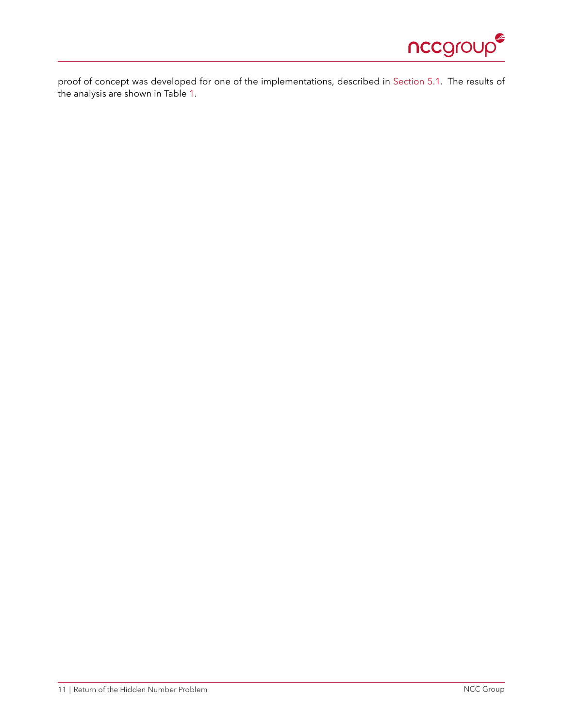proof of concept was developed for one of the implementations, described in Section 5.1. The results of the analysis are shown in Table 1.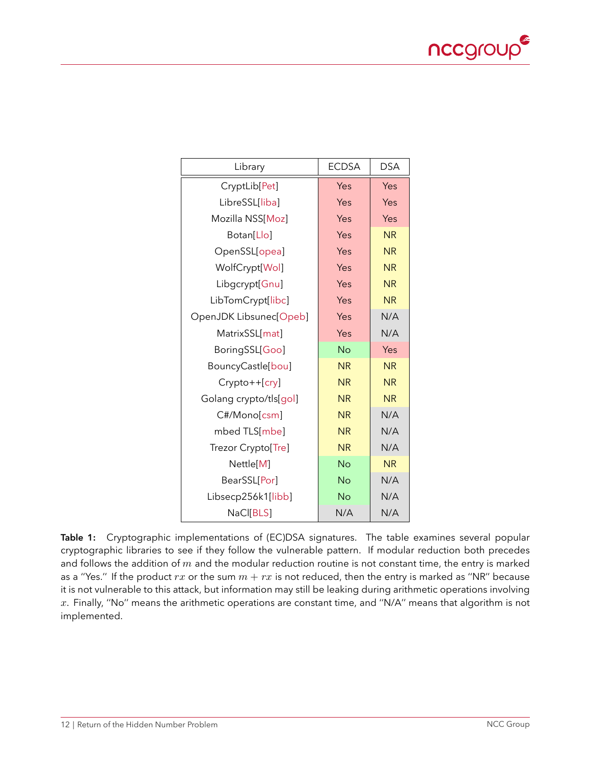| Library | ECDSA | DSA |
|---|---|---|
| CryptLib[Pet] | Yes | Yes |
| LibreSSL[liba] | Yes | Yes |
| Mozilla NSS[Moz] | Yes | Yes |
| Botan[Llo] | Yes | NR |
| OpenSSL[opea] | Yes | NR |
| WolfCrypt[Wol] | Yes | NR |
| Libgcrypt[Gnu] | Yes | NR |
| LibTomCrypt[libc] | Yes | NR |
| OpenJDK Libsunec[Opeb] | Yes | N/A |
| MatrixSSL[mat] | Yes | N/A |
| BoringSSL[Goo] | No | Yes |
| BouncyCastle[bou] | NR | NR |
| Crypto++[cry] | NR | NR |
| Golang crypto/tls[gol] | NR | NR |
| C#/Mono[csm] | NR | N/A |
| mbed TLS[mbe] | NR | N/A |
| Trezor Crypto[Tre] | NR | N/A |
| Nettle[M] | No | NR |
| BearSSL[Por] | No | N/A |
| Libsecp256k1[libb] | No | N/A |
| NaCl[BLS] | N/A | N/A |

**Table 1:** Cryptographic implementations of (EC)DSA signatures. The table examines several popular cryptographic libraries to see if they follow the vulnerable pattern. If modular reduction both precedes and follows the addition of $m$ and the modular reduction routine is not constant time, the entry is marked as a "Yes." If the product $rx$ or the sum $m + rx$ is not reduced, then the entry is marked as "NR" because it is not vulnerable to this attack, but information may still be leaking during arithmetic operations involving $x$. Finally, "No" means the arithmetic operations are constant time, and "N/A" means that algorithm is not implemented.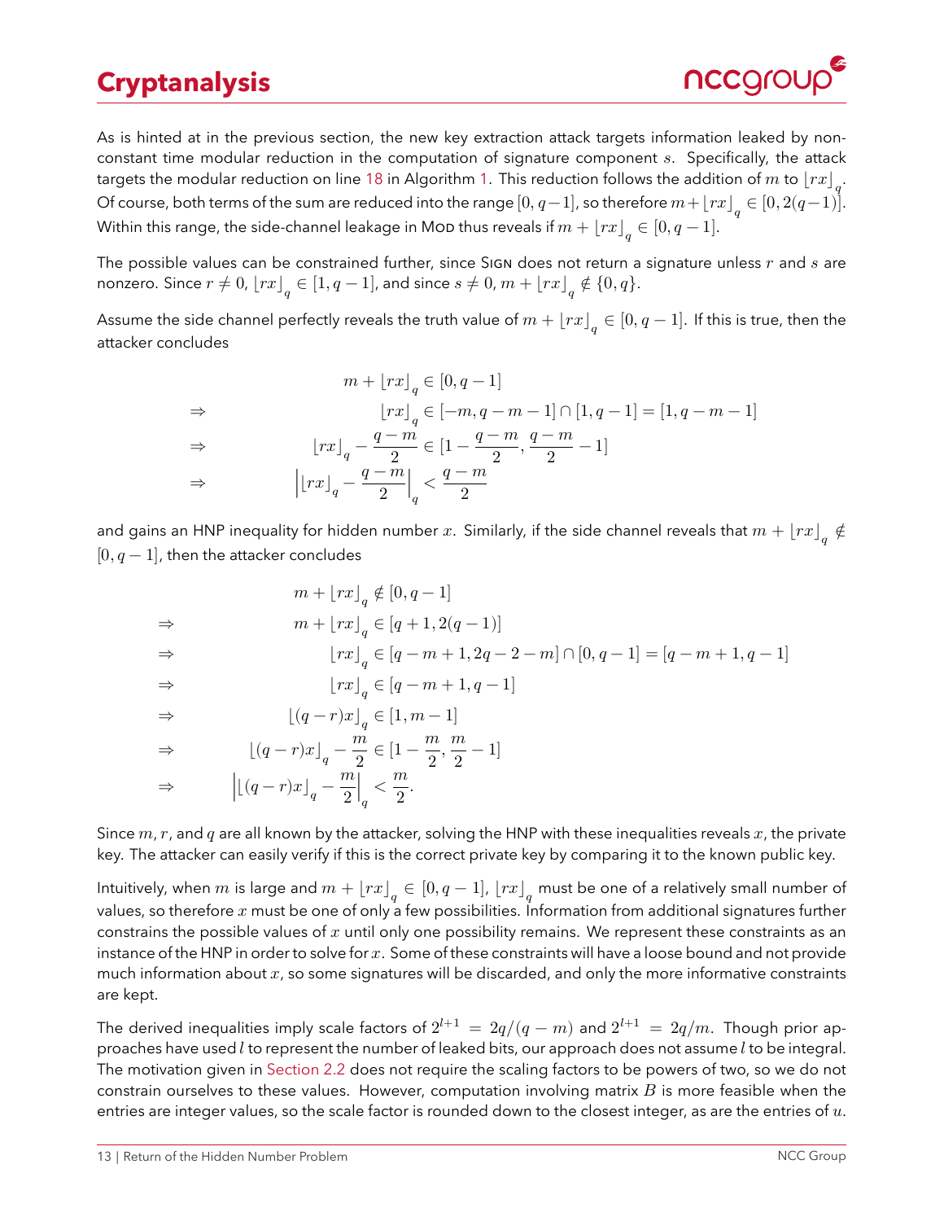As is hinted at in the previous section, the new key extraction attack targets information leaked by non-constant time modular reduction in the computation of signature component $s$. Specifically, the attack targets the modular reduction on line 18 in Algorithm 1. This reduction follows the addition of $m$ to $\lfloor rx \rfloor_q$. Of course, both terms of the sum are reduced into the range $[0, q-1]$, so therefore $m + \lfloor rx \rfloor_q \in [0, 2(q-1)]$. Within this range, the side-channel leakage in Mod thus reveals if $m + \lfloor rx \rfloor_q \in [0, q-1]$.

The possible values can be constrained further, since Sign does not return a signature unless $r$ and $s$ are nonzero. Since $r \neq 0$, $\lfloor rx \rfloor_q \in [1, q-1]$, and since $s \neq 0$, $m + \lfloor rx \rfloor_q \notin \{0, q\}$.

Assume the side channel perfectly reveals the truth value of $m + \lfloor rx \rfloor_q \in [0, q-1]$. If this is true, then the attacker concludes

$$
\begin{aligned}
& m + \lfloor rx \rfloor_q \in [0, q-1] \\
\Rightarrow \quad & \lfloor rx \rfloor_q \in [-m, q-m-1] \cap [1, q-1] = [1, q-m-1] \\
\Rightarrow \quad & \lfloor rx \rfloor_q - \frac{q-m}{2} \in [1 - \frac{q-m}{2}, \frac{q-m}{2} - 1] \\
\Rightarrow \quad & \left| \lfloor rx \rfloor_q - \frac{q-m}{2} \right|_q < \frac{q-m}{2}
\end{aligned}
$$

and gains an HNP inequality for hidden number $x$. Similarly, if the side channel reveals that $m + \lfloor rx \rfloor_q \notin [0, q-1]$, then the attacker concludes

$$
\begin{aligned}
& m + \lfloor rx \rfloor_q \notin [0, q-1] \\
\Rightarrow \quad & m + \lfloor rx \rfloor_q \in [q+1, 2(q-1)] \\
\Rightarrow \quad & \lfloor rx \rfloor_q \in [q-m+1, 2q-2-m] \cap [0, q-1] = [q-m+1, q-1] \\
\Rightarrow \quad & \lfloor rx \rfloor_q \in [q-m+1, q-1] \\
\Rightarrow \quad & \lfloor (q-r)x \rfloor_q \in [1, m-1] \\
\Rightarrow \quad & \lfloor (q-r)x \rfloor_q - \frac{m}{2} \in [1 - \frac{m}{2}, \frac{m}{2} - 1] \\
\Rightarrow \quad & \left| \lfloor (q-r)x \rfloor_q - \frac{m}{2} \right|_q < \frac{m}{2}.
\end{aligned}
$$

Since $m, r$, and $q$ are all known by the attacker, solving the HNP with these inequalities reveals $x$, the private key. The attacker can easily verify if this is the correct private key by comparing it to the known public key.

Intuitively, when $m$ is large and $m + \lfloor rx \rfloor_q \in [0, q-1]$, $\lfloor rx \rfloor_q$ must be one of a relatively small number of values, so therefore $x$ must be one of only a few possibilities. Information from additional signatures further constrains the possible values of $x$ until only one possibility remains. We represent these constraints as an instance of the HNP in order to solve for $x$. Some of these constraints will have a loose bound and not provide much information about $x$, so some signatures will be discarded, and only the more informative constraints are kept.

The derived inequalities imply scale factors of $2^{l+1} = 2q/(q-m)$ and $2^{l+1} = 2q/m$. Though prior approaches have used $l$ to represent the number of leaked bits, our approach does not assume $l$ to be integral. The motivation given in Section 2.2 does not require the scaling factors to be powers of two, so we do not constrain ourselves to these values. However, computation involving matrix $B$ is more feasible when the entries are integer values, so the scale factor is rounded down to the closest integer, as are the entries of $u$.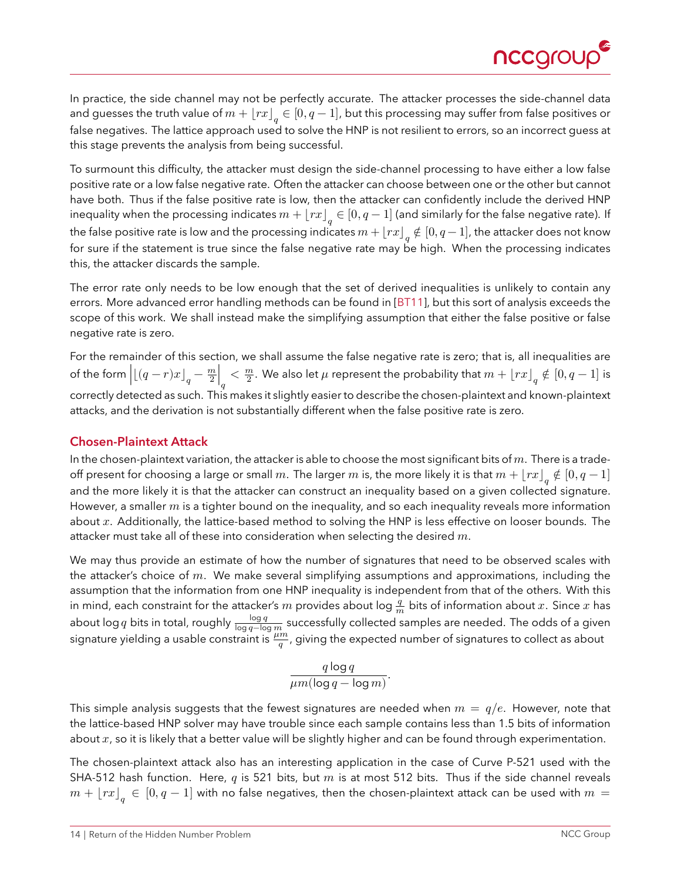In practice, the side channel may not be perfectly accurate. The attacker processes the side-channel data and guesses the truth value of $m + \lfloor rx \rceil_q \in [0, q-1]$, but this processing may suffer from false positives or false negatives. The lattice approach used to solve the HNP is not resilient to errors, so an incorrect guess at this stage prevents the analysis from being successful.

To surmount this difficulty, the attacker must design the side-channel processing to have either a low false positive rate or a low false negative rate. Often the attacker can choose between one or the other but cannot have both. Thus if the false positive rate is low, then the attacker can confidently include the derived HNP inequality when the processing indicates $m + \lfloor rx \rceil_q \in [0, q-1]$ (and similarly for the false negative rate). If the false positive rate is low and the processing indicates $m + \lfloor rx \rceil_q \notin [0, q-1]$, the attacker does not know for sure if the statement is true since the false negative rate may be high. When the processing indicates this, the attacker discards the sample.

The error rate only needs to be low enough that the set of derived inequalities is unlikely to contain any errors. More advanced error handling methods can be found in [BT11], but this sort of analysis exceeds the scope of this work. We shall instead make the simplifying assumption that either the false positive or false negative rate is zero.

For the remainder of this section, we shall assume the false negative rate is zero; that is, all inequalities are of the form $\left|\lfloor (q-r)x \rceil_q - \frac{m}{2}\right|_q < \frac{m}{2}$. We also let $\mu$ represent the probability that $m + \lfloor rx \rceil_q \notin [0, q-1]$ is correctly detected as such. This makes it slightly easier to describe the chosen-plaintext and known-plaintext attacks, and the derivation is not substantially different when the false positive rate is zero.

### Chosen-Plaintext Attack

In the chosen-plaintext variation, the attacker is able to choose the most significant bits of $m$. There is a trade-off present for choosing a large or small $m$. The larger $m$ is, the more likely it is that $m + \lfloor rx \rceil_q \notin [0, q-1]$ and the more likely it is that the attacker can construct an inequality based on a given collected signature. However, a smaller $m$ is a tighter bound on the inequality, and so each inequality reveals more information about $x$. Additionally, the lattice-based method to solving the HNP is less effective on looser bounds. The attacker must take all of these into consideration when selecting the desired $m$.

We may thus provide an estimate of how the number of signatures that need to be observed scales with the attacker's choice of $m$. We make several simplifying assumptions and approximations, including the assumption that the information from one HNP inequality is independent from that of the others. With this in mind, each constraint for the attacker's $m$ provides about $\log \frac{q}{m}$ bits of information about $x$. Since $x$ has about $\log q$ bits in total, roughly $\frac{\log q}{\log q - \log m}$ successfully collected samples are needed. The odds of a given signature yielding a usable constraint is $\frac{\mu m}{q}$, giving the expected number of signatures to collect as about

$$\frac{q \log q}{\mu m(\log q - \log m)}.$$

This simple analysis suggests that the fewest signatures are needed when $m = q/e$. However, note that the lattice-based HNP solver may have trouble since each sample contains less than 1.5 bits of information about $x$, so it is likely that a better value will be slightly higher and can be found through experimentation.

The chosen-plaintext attack also has an interesting application in the case of Curve P-521 used with the SHA-512 hash function. Here, $q$ is 521 bits, but $m$ is at most 512 bits. Thus if the side channel reveals $m + \lfloor rx \rceil_q \in [0, q-1]$ with no false negatives, then the chosen-plaintext attack can be used with $m =$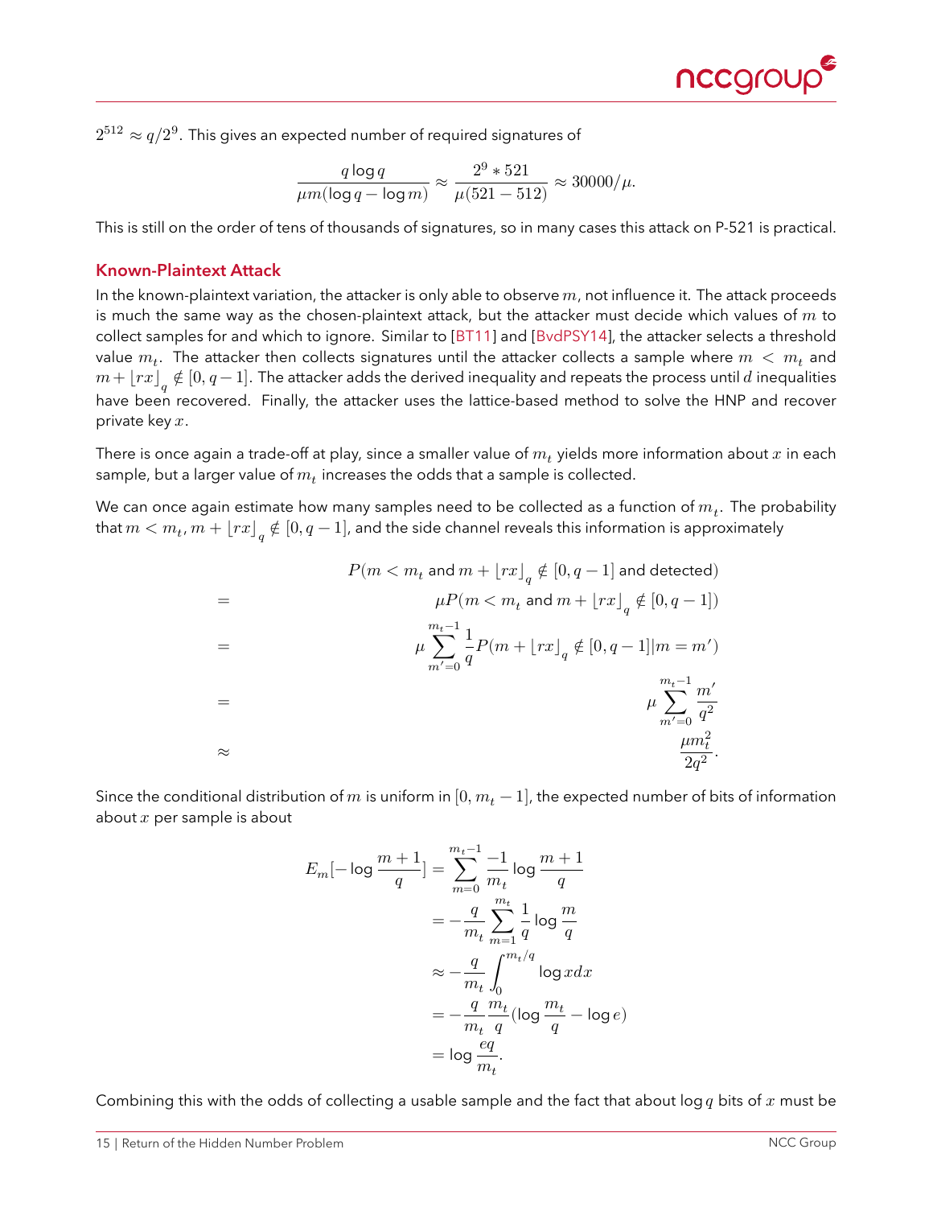$2^{512} \approx q/2^9$. This gives an expected number of required signatures of

$$\frac{q \log q}{\mu m(\log q - \log m)} \approx \frac{2^9 * 521}{\mu(521 - 512)} \approx 30000/\mu.$$

This is still on the order of tens of thousands of signatures, so in many cases this attack on P-521 is practical.

### Known-Plaintext Attack

In the known-plaintext variation, the attacker is only able to observe $m$, not influence it. The attack proceeds is much the same way as the chosen-plaintext attack, but the attacker must decide which values of $m$ to collect samples for and which to ignore. Similar to [BT11] and [BvdPSY14], the attacker selects a threshold value $m_t$. The attacker then collects signatures until the attacker collects a sample where $m < m_t$ and $m + \lfloor rx \rfloor_q \notin [0, q-1]$. The attacker adds the derived inequality and repeats the process until $d$ inequalities have been recovered. Finally, the attacker uses the lattice-based method to solve the HNP and recover private key $x$.

There is once again a trade-off at play, since a smaller value of $m_t$ yields more information about $x$ in each sample, but a larger value of $m_t$ increases the odds that a sample is collected.

We can once again estimate how many samples need to be collected as a function of $m_t$. The probability that $m < m_t$, $m + \lfloor rx \rfloor_q \notin [0, q-1]$, and the side channel reveals this information is approximately

$$\begin{aligned}
& P(m < m_t \text{ and } m + \lfloor rx \rfloor_q \notin [0, q-1] \text{ and detected}) \\
= \; & \mu P(m < m_t \text{ and } m + \lfloor rx \rfloor_q \notin [0, q-1]) \\
= \; & \mu \sum_{m'=0}^{m_t - 1} \frac{1}{q} P(m + \lfloor rx \rfloor_q \notin [0, q-1] | m = m') \\
= \; & \mu \sum_{m'=0}^{m_t - 1} \frac{m'}{q^2} \\
\approx \; & \frac{\mu m_t^2}{2q^2}.
\end{aligned}$$

Since the conditional distribution of $m$ is uniform in $[0, m_t - 1]$, the expected number of bits of information about $x$ per sample is about

$$\begin{aligned}
E_m[-\log \frac{m+1}{q}] &= \sum_{m=0}^{m_t - 1} \frac{-1}{m_t} \log \frac{m+1}{q} \\
&= -\frac{q}{m_t} \sum_{m=1}^{m_t} \frac{1}{q} \log \frac{m}{q} \\
&\approx -\frac{q}{m_t} \int_0^{m_t/q} \log x dx \\
&= -\frac{q}{m_t} \frac{m_t}{q} (\log \frac{m_t}{q} - \log e) \\
&= \log \frac{eq}{m_t}.
\end{aligned}$$

Combining this with the odds of collecting a usable sample and the fact that about $\log q$ bits of $x$ must be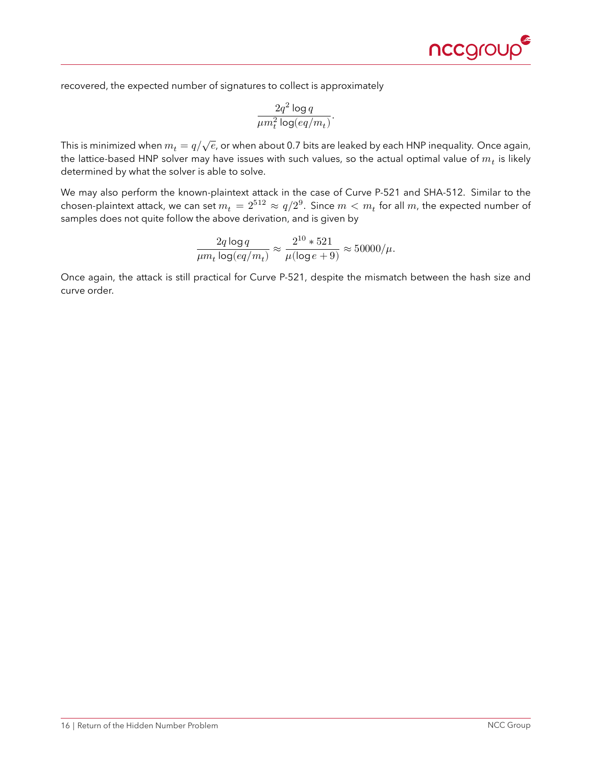recovered, the expected number of signatures to collect is approximately

$$\frac{2q^2 \log q}{\mu m_t^2 \log(eq/m_t)}.$$

This is minimized when $m_t = q/\sqrt{e}$, or when about 0.7 bits are leaked by each HNP inequality. Once again, the lattice-based HNP solver may have issues with such values, so the actual optimal value of $m_t$ is likely determined by what the solver is able to solve.

We may also perform the known-plaintext attack in the case of Curve P-521 and SHA-512. Similar to the chosen-plaintext attack, we can set $m_t = 2^{512} \approx q/2^9$. Since $m < m_t$ for all $m$, the expected number of samples does not quite follow the above derivation, and is given by

$$\frac{2q \log q}{\mu m_t \log(eq/m_t)} \approx \frac{2^{10} * 521}{\mu(\log e + 9)} \approx 50000/\mu.$$

Once again, the attack is still practical for Curve P-521, despite the mismatch between the hash size and curve order.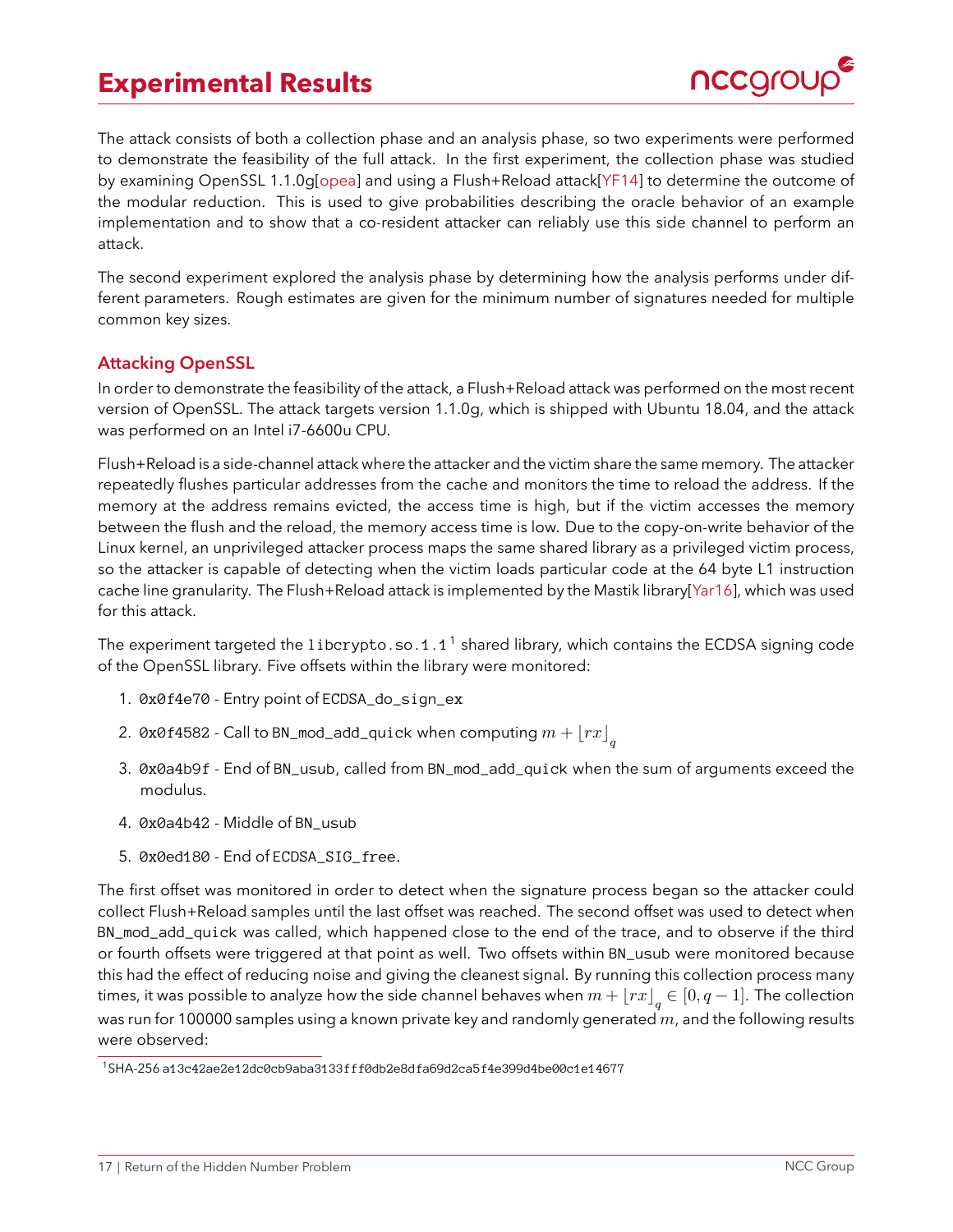# Experimental Results

The attack consists of both a collection phase and an analysis phase, so two experiments were performed to demonstrate the feasibility of the full attack. In the first experiment, the collection phase was studied by examining OpenSSL 1.1.0g[opea] and using a Flush+Reload attack[YF14] to determine the outcome of the modular reduction. This is used to give probabilities describing the oracle behavior of an example implementation and to show that a co-resident attacker can reliably use this side channel to perform an attack.

The second experiment explored the analysis phase by determining how the analysis performs under different parameters. Rough estimates are given for the minimum number of signatures needed for multiple common key sizes.

## Attacking OpenSSL

In order to demonstrate the feasibility of the attack, a Flush+Reload attack was performed on the most recent version of OpenSSL. The attack targets version 1.1.0g, which is shipped with Ubuntu 18.04, and the attack was performed on an Intel i7-6600u CPU.

Flush+Reload is a side-channel attack where the attacker and the victim share the same memory. The attacker repeatedly flushes particular addresses from the cache and monitors the time to reload the address. If the memory at the address remains evicted, the access time is high, but if the victim accesses the memory between the flush and the reload, the memory access time is low. Due to the copy-on-write behavior of the Linux kernel, an unprivileged attacker process maps the same shared library as a privileged victim process, so the attacker is capable of detecting when the victim loads particular code at the 64 byte L1 instruction cache line granularity. The Flush+Reload attack is implemented by the Mastik library[Yar16], which was used for this attack.

The experiment targeted the `libcrypto.so.1.1`[1] shared library, which contains the ECDSA signing code of the OpenSSL library. Five offsets within the library were monitored:

1. `0x0f4e70` - Entry point of `ECDSA_do_sign_ex`
2. `0x0f4582` - Call to `BN_mod_add_quick` when computing $m + \lfloor rx \rfloor_q$
3. `0x0a4b9f` - End of `BN_usub`, called from `BN_mod_add_quick` when the sum of arguments exceed the modulus.
4. `0x0a4b42` - Middle of `BN_usub`
5. `0x0ed180` - End of `ECDSA_SIG_free`.

The first offset was monitored in order to detect when the signature process began so the attacker could collect Flush+Reload samples until the last offset was reached. The second offset was used to detect when `BN_mod_add_quick` was called, which happened close to the end of the trace, and to observe if the third or fourth offsets were triggered at that point as well. Two offsets within `BN_usub` were monitored because this had the effect of reducing noise and giving the cleanest signal. By running this collection process many times, it was possible to analyze how the side channel behaves when $m + \lfloor rx \rfloor_q \in [0, q-1]$. The collection was run for 100000 samples using a known private key and randomly generated $m$, and the following results were observed:

[1] SHA-256 `a13c42ae2e12dc0cb9aba3133fff0db2e8dfa69d2ca5f4e399d4be00c1e14677`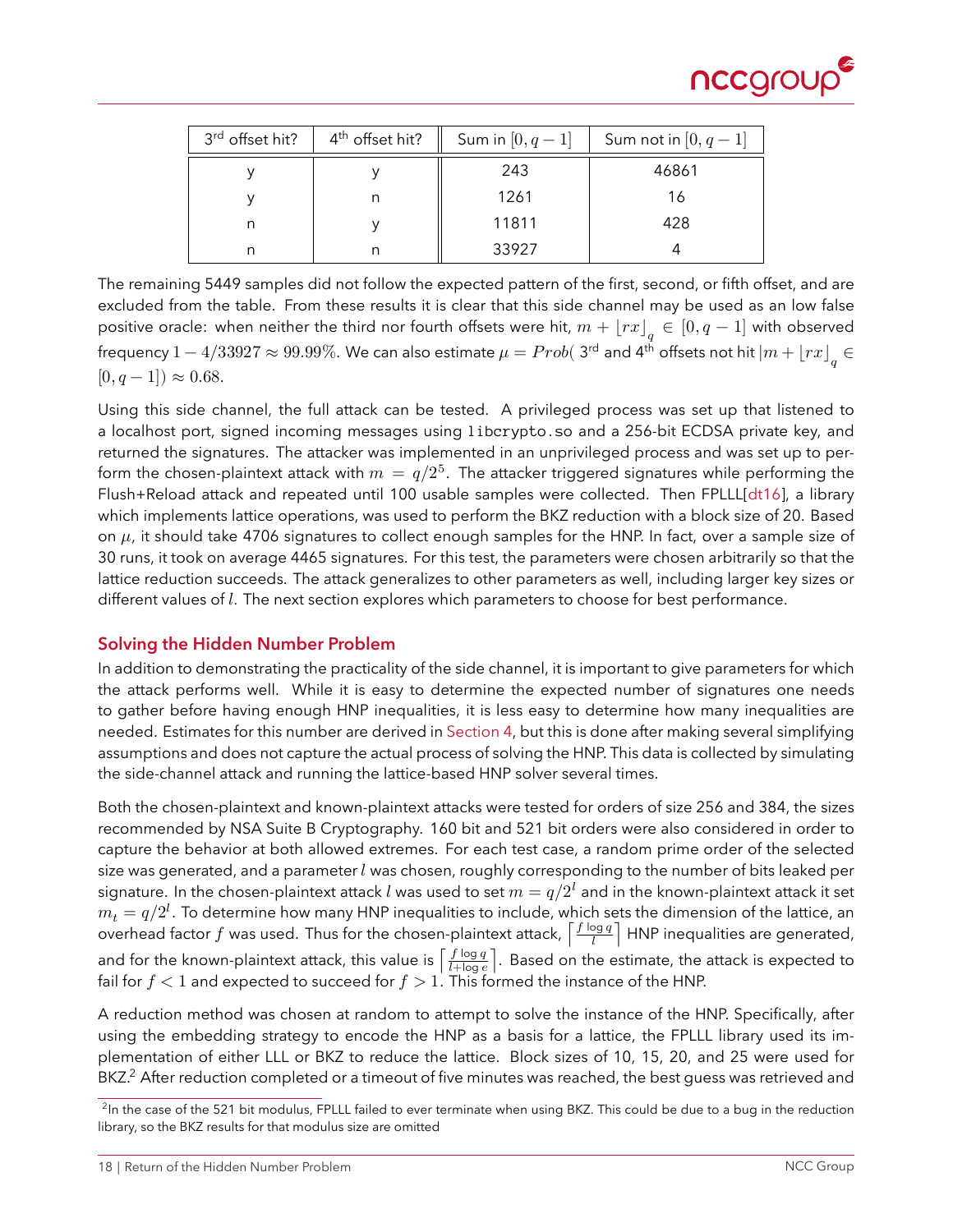| 3rd offset hit? | 4th offset hit? | Sum in $[0, q-1]$ | Sum not in $[0, q-1]$ |
|---|---|---|---|
| y | y | 243 | 46861 |
| y | n | 1261 | 16 |
| n | y | 11811 | 428 |
| n | n | 33927 | 4 |

The remaining 5449 samples did not follow the expected pattern of the first, second, or fifth offset, and are excluded from the table. From these results it is clear that this side channel may be used as an low false positive oracle: when neither the third nor fourth offsets were hit, $m + \lfloor rx \rfloor_q \in [0, q-1]$ with observed frequency $1 - 4/33927 \approx 99.99\%$. We can also estimate $\mu = Prob($ 3rd and 4th offsets not hit $| m + \lfloor rx \rfloor_q \in [0, q-1]) \approx 0.68$.

Using this side channel, the full attack can be tested. A privileged process was set up that listened to a localhost port, signed incoming messages using `libcrypto.so` and a 256-bit ECDSA private key, and returned the signatures. The attacker was implemented in an unprivileged process and was set up to perform the chosen-plaintext attack with $m = q/2^5$. The attacker triggered signatures while performing the Flush+Reload attack and repeated until 100 usable samples were collected. Then FPLLL[dt16], a library which implements lattice operations, was used to perform the BKZ reduction with a block size of 20. Based on $\mu$, it should take 4706 signatures to collect enough samples for the HNP. In fact, over a sample size of 30 runs, it took on average 4465 signatures. For this test, the parameters were chosen arbitrarily so that the lattice reduction succeeds. The attack generalizes to other parameters as well, including larger key sizes or different values of $l$. The next section explores which parameters to choose for best performance.

## Solving the Hidden Number Problem

In addition to demonstrating the practicality of the side channel, it is important to give parameters for which the attack performs well. While it is easy to determine the expected number of signatures one needs to gather before having enough HNP inequalities, it is less easy to determine how many inequalities are needed. Estimates for this number are derived in Section 4, but this is done after making several simplifying assumptions and does not capture the actual process of solving the HNP. This data is collected by simulating the side-channel attack and running the lattice-based HNP solver several times.

Both the chosen-plaintext and known-plaintext attacks were tested for orders of size 256 and 384, the sizes recommended by NSA Suite B Cryptography. 160 bit and 521 bit orders were also considered in order to capture the behavior at both allowed extremes. For each test case, a random prime order of the selected size was generated, and a parameter $l$ was chosen, roughly corresponding to the number of bits leaked per signature. In the chosen-plaintext attack $l$ was used to set $m = q/2^l$ and in the known-plaintext attack it set $m_t = q/2^l$. To determine how many HNP inequalities to include, which sets the dimension of the lattice, an overhead factor $f$ was used. Thus for the chosen-plaintext attack, $\left\lceil \frac{f \log q}{l} \right\rceil$ HNP inequalities are generated, and for the known-plaintext attack, this value is $\left\lceil \frac{f \log q}{l + \log e} \right\rceil$. Based on the estimate, the attack is expected to fail for $f < 1$ and expected to succeed for $f > 1$. This formed the instance of the HNP.

A reduction method was chosen at random to attempt to solve the instance of the HNP. Specifically, after using the embedding strategy to encode the HNP as a basis for a lattice, the FPLLL library used its implementation of either LLL or BKZ to reduce the lattice. Block sizes of 10, 15, 20, and 25 were used for BKZ.[2] After reduction completed or a timeout of five minutes was reached, the best guess was retrieved and

[2] In the case of the 521 bit modulus, FPLLL failed to ever terminate when using BKZ. This could be due to a bug in the reduction library, so the BKZ results for that modulus size are omitted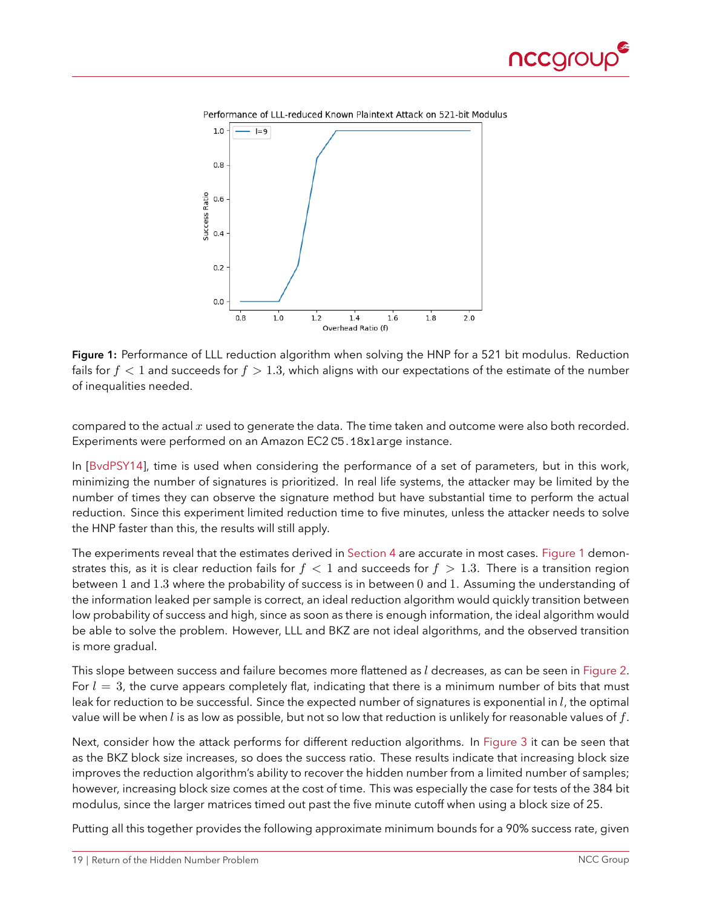**Figure 1:** Performance of LLL reduction algorithm when solving the HNP for a 521 bit modulus. Reduction fails for $f < 1$ and succeeds for $f > 1.3$, which aligns with our expectations of the estimate of the number of inequalities needed.

compared to the actual $x$ used to generate the data. The time taken and outcome were also both recorded. Experiments were performed on an Amazon EC2 `C5.18xlarge` instance.

In [BvdPSY14], time is used when considering the performance of a set of parameters, but in this work, minimizing the number of signatures is prioritized. In real life systems, the attacker may be limited by the number of times they can observe the signature method but have substantial time to perform the actual reduction. Since this experiment limited reduction time to five minutes, unless the attacker needs to solve the HNP faster than this, the results will still apply.

The experiments reveal that the estimates derived in Section 4 are accurate in most cases. Figure 1 demonstrates this, as it is clear reduction fails for $f < 1$ and succeeds for $f > 1.3$. There is a transition region between $1$ and $1.3$ where the probability of success is in between $0$ and $1$. Assuming the understanding of the information leaked per sample is correct, an ideal reduction algorithm would quickly transition between low probability of success and high, since as soon as there is enough information, the ideal algorithm would be able to solve the problem. However, LLL and BKZ are not ideal algorithms, and the observed transition is more gradual.

This slope between success and failure becomes more flattened as $l$ decreases, as can be seen in Figure 2. For $l = 3$, the curve appears completely flat, indicating that there is a minimum number of bits that must leak for reduction to be successful. Since the expected number of signatures is exponential in $l$, the optimal value will be when $l$ is as low as possible, but not so low that reduction is unlikely for reasonable values of $f$.

Next, consider how the attack performs for different reduction algorithms. In Figure 3 it can be seen that as the BKZ block size increases, so does the success ratio. These results indicate that increasing block size improves the reduction algorithm's ability to recover the hidden number from a limited number of samples; however, increasing block size comes at the cost of time. This was especially the case for tests of the 384 bit modulus, since the larger matrices timed out past the five minute cutoff when using a block size of 25.

Putting all this together provides the following approximate minimum bounds for a 90% success rate, given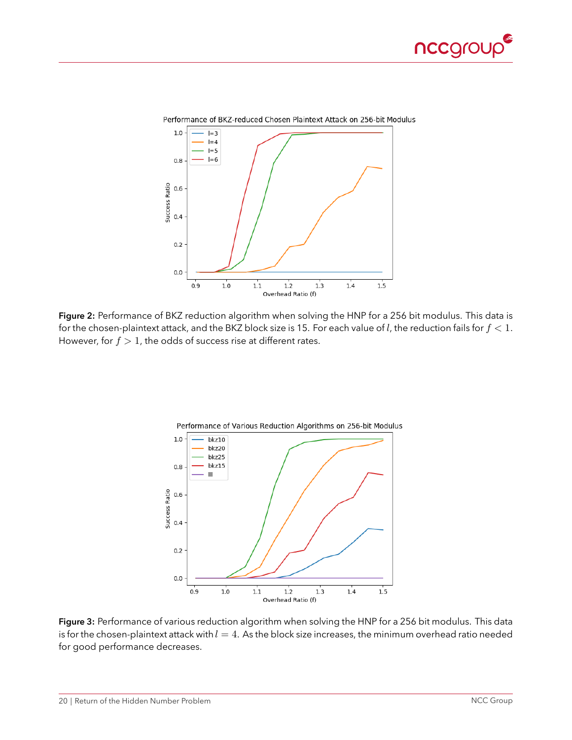**Figure 2:** Performance of BKZ reduction algorithm when solving the HNP for a 256 bit modulus. This data is for the chosen-plaintext attack, and the BKZ block size is 15. For each value of $l$, the reduction fails for $f < 1$. However, for $f > 1$, the odds of success rise at different rates.

**Figure 3:** Performance of various reduction algorithm when solving the HNP for a 256 bit modulus. This data is for the chosen-plaintext attack with $l = 4$. As the block size increases, the minimum overhead ratio needed for good performance decreases.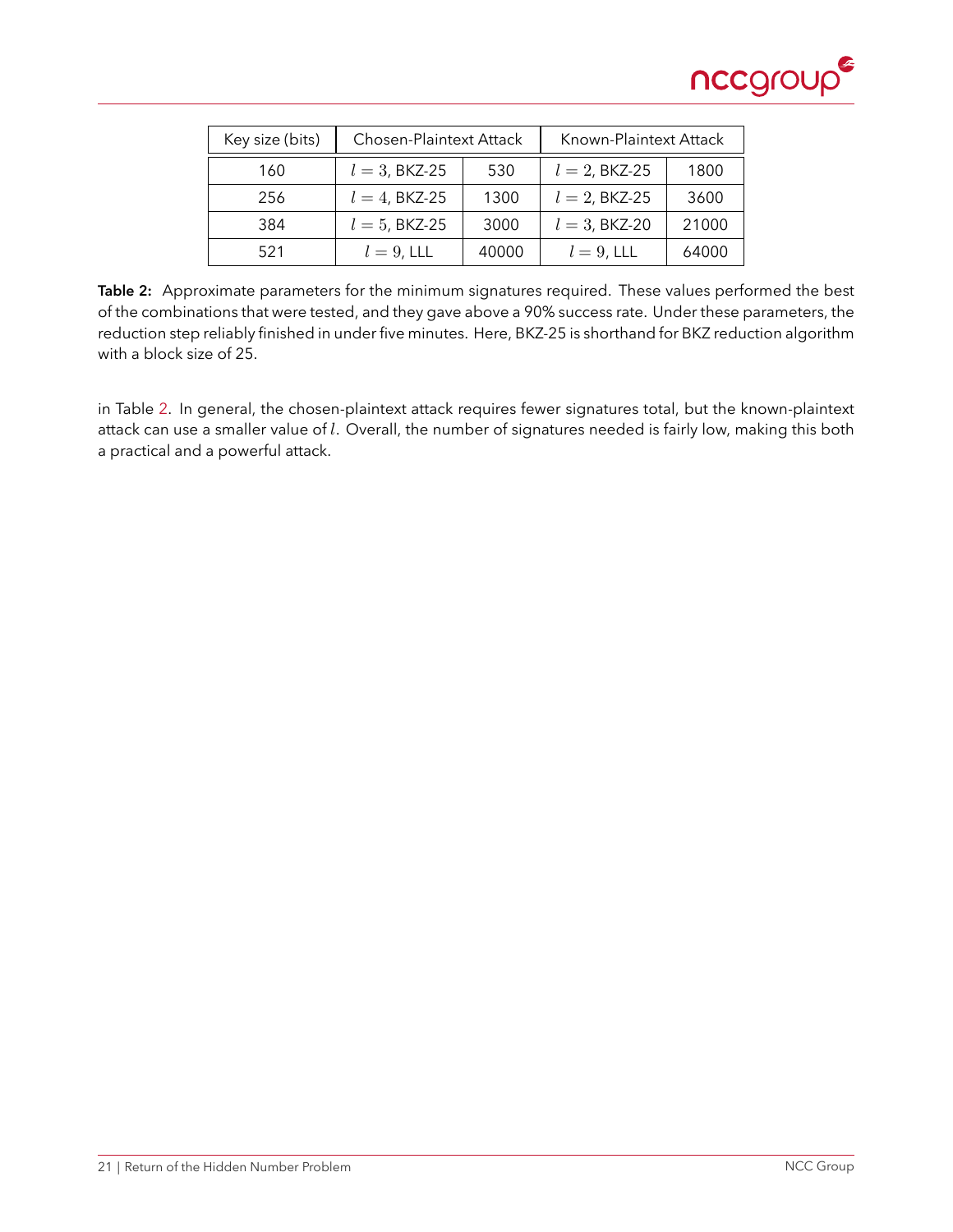| Key size (bits) | Chosen-Plaintext Attack | | Known-Plaintext Attack | |
|---|---|---|---|---|
| 160 | $l = 3$, BKZ-25 | 530 | $l = 2$, BKZ-25 | 1800 |
| 256 | $l = 4$, BKZ-25 | 1300 | $l = 2$, BKZ-25 | 3600 |
| 384 | $l = 5$, BKZ-25 | 3000 | $l = 3$, BKZ-20 | 21000 |
| 521 | $l = 9$, LLL | 40000 | $l = 9$, LLL | 64000 |

**Table 2:** Approximate parameters for the minimum signatures required. These values performed the best of the combinations that were tested, and they gave above a 90% success rate. Under these parameters, the reduction step reliably finished in under five minutes. Here, BKZ-25 is shorthand for BKZ reduction algorithm with a block size of 25.

in Table 2. In general, the chosen-plaintext attack requires fewer signatures total, but the known-plaintext attack can use a smaller value of $l$. Overall, the number of signatures needed is fairly low, making this both a practical and a powerful attack.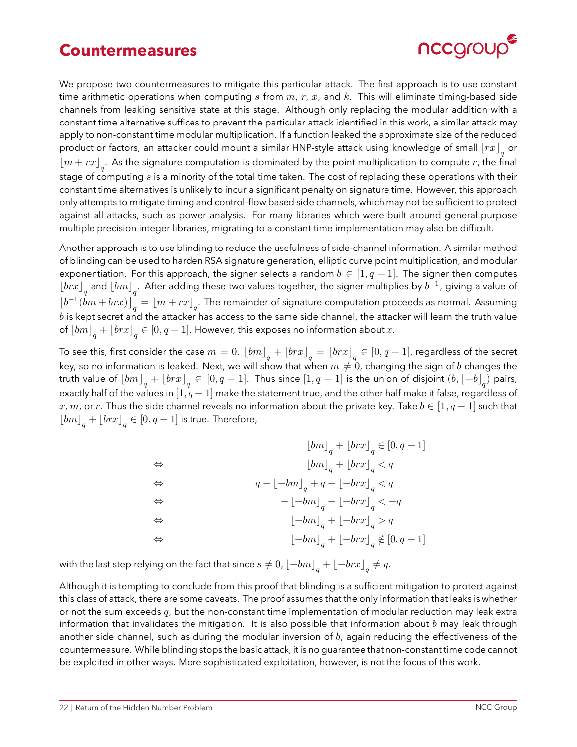# Countermeasures

We propose two countermeasures to mitigate this particular attack. The first approach is to use constant time arithmetic operations when computing $s$ from $m$, $r$, $x$, and $k$. This will eliminate timing-based side channels from leaking sensitive state at this stage. Although only replacing the modular addition with a constant time alternative suffices to prevent the particular attack identified in this work, a similar attack may apply to non-constant time modular multiplication. If a function leaked the approximate size of the reduced product or factors, an attacker could mount a similar HNP-style attack using knowledge of small $\lfloor rx \rfloor_q$ or $\lfloor m + rx \rfloor_q$. As the signature computation is dominated by the point multiplication to compute $r$, the final stage of computing $s$ is a minority of the total time taken. The cost of replacing these operations with their constant time alternatives is unlikely to incur a significant penalty on signature time. However, this approach only attempts to mitigate timing and control-flow based side channels, which may not be sufficient to protect against all attacks, such as power analysis. For many libraries which were built around general purpose multiple precision integer libraries, migrating to a constant time implementation may also be difficult.

Another approach is to use blinding to reduce the usefulness of side-channel information. A similar method of blinding can be used to harden RSA signature generation, elliptic curve point multiplication, and modular exponentiation. For this approach, the signer selects a random $b \in [1, q-1]$. The signer then computes $\lfloor brx \rfloor_q$ and $\lfloor bm \rfloor_q$. After adding these two values together, the signer multiplies by $b^{-1}$, giving a value of $\lfloor b^{-1}(bm + brx) \rfloor_q = \lfloor m + rx \rfloor_q$. The remainder of signature computation proceeds as normal. Assuming $b$ is kept secret and the attacker has access to the same side channel, the attacker will learn the truth value of $\lfloor bm \rfloor_q + \lfloor brx \rfloor_q \in [0, q-1]$. However, this exposes no information about $x$.

To see this, first consider the case $m = 0$. $\lfloor bm \rfloor_q + \lfloor brx \rfloor_q = \lfloor brx \rfloor_q \in [0, q-1]$, regardless of the secret key, so no information is leaked. Next, we will show that when $m \neq 0$, changing the sign of $b$ changes the truth value of $\lfloor bm \rfloor_q + \lfloor brx \rfloor_q \in [0, q-1]$. Thus since $[1, q-1]$ is the union of disjoint $(b, \lfloor -b \rfloor_q)$ pairs, exactly half of the values in $[1, q-1]$ make the statement true, and the other half make it false, regardless of $x$, $m$, or $r$. Thus the side channel reveals no information about the private key. Take $b \in [1, q-1]$ such that $\lfloor bm \rfloor_q + \lfloor brx \rfloor_q \in [0, q-1]$ is true. Therefore,

$$
\begin{aligned}
& \lfloor bm \rfloor_q + \lfloor brx \rfloor_q \in [0, q-1] \\
\Leftrightarrow \quad & \lfloor bm \rfloor_q + \lfloor brx \rfloor_q < q \\
\Leftrightarrow \quad & q - \lfloor -bm \rfloor_q + q - \lfloor -brx \rfloor_q < q \\
\Leftrightarrow \quad & -\lfloor -bm \rfloor_q - \lfloor -brx \rfloor_q < -q \\
\Leftrightarrow \quad & \lfloor -bm \rfloor_q + \lfloor -brx \rfloor_q > q \\
\Leftrightarrow \quad & \lfloor -bm \rfloor_q + \lfloor -brx \rfloor_q \notin [0, q-1]
\end{aligned}
$$

with the last step relying on the fact that since $s \neq 0$, $\lfloor -bm \rfloor_q + \lfloor -brx \rfloor_q \neq q$.

Although it is tempting to conclude from this proof that blinding is a sufficient mitigation to protect against this class of attack, there are some caveats. The proof assumes that the only information that leaks is whether or not the sum exceeds $q$, but the non-constant time implementation of modular reduction may leak extra information that invalidates the mitigation. It is also possible that information about $b$ may leak through another side channel, such as during the modular inversion of $b$, again reducing the effectiveness of the countermeasure. While blinding stops the basic attack, it is no guarantee that non-constant time code cannot be exploited in other ways. More sophisticated exploitation, however, is not the focus of this work.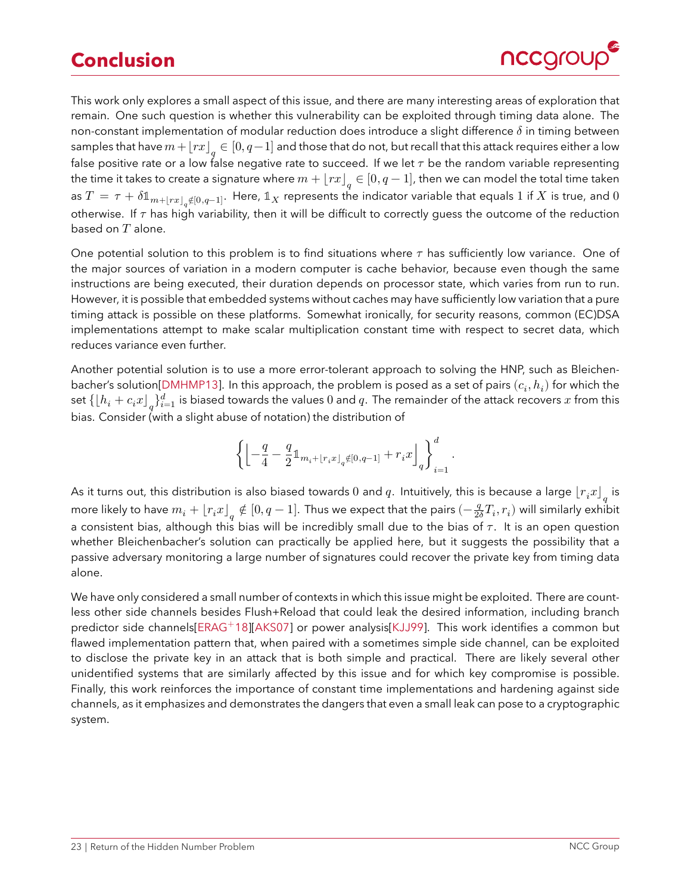# Conclusion

This work only explores a small aspect of this issue, and there are many interesting areas of exploration that remain. One such question is whether this vulnerability can be exploited through timing data alone. The non-constant implementation of modular reduction does introduce a slight difference $\delta$ in timing between samples that have $m + \lfloor rx \rfloor_q \in [0, q-1]$ and those that do not, but recall that this attack requires either a low false positive rate or a low false negative rate to succeed. If we let $\tau$ be the random variable representing the time it takes to create a signature where $m + \lfloor rx \rfloor_q \in [0, q-1]$, then we can model the total time taken as $T = \tau + \delta \mathbb{1}_{m+\lfloor rx \rfloor_q \notin [0,q-1]}$. Here, $\mathbb{1}_X$ represents the indicator variable that equals $1$ if $X$ is true, and $0$ otherwise. If $\tau$ has high variability, then it will be difficult to correctly guess the outcome of the reduction based on $T$ alone.

One potential solution to this problem is to find situations where $\tau$ has sufficiently low variance. One of the major sources of variation in a modern computer is cache behavior, because even though the same instructions are being executed, their duration depends on processor state, which varies from run to run. However, it is possible that embedded systems without caches may have sufficiently low variation that a pure timing attack is possible on these platforms. Somewhat ironically, for security reasons, common (EC)DSA implementations attempt to make scalar multiplication constant time with respect to secret data, which reduces variance even further.

Another potential solution is to use a more error-tolerant approach to solving the HNP, such as Bleichenbacher's solution[DMHMP13]. In this approach, the problem is posed as a set of pairs $(c_i, h_i)$ for which the set $\{\lfloor h_i + c_i x \rfloor_q\}_{i=1}^{d}$ is biased towards the values $0$ and $q$. The remainder of the attack recovers $x$ from this bias. Consider (with a slight abuse of notation) the distribution of

$$\left\{ \left\lfloor -\frac{q}{4} - \frac{q}{2} \mathbb{1}_{m_i + \lfloor r_i x \rfloor_q \notin [0,q-1]} + r_i x \right\rfloor_q \right\}_{i=1}^{d}.$$

As it turns out, this distribution is also biased towards $0$ and $q$. Intuitively, this is because a large $\lfloor r_i x \rfloor_q$ is more likely to have $m_i + \lfloor r_i x \rfloor_q \notin [0, q-1]$. Thus we expect that the pairs $(-\frac{q}{2\delta} T_i, r_i)$ will similarly exhibit a consistent bias, although this bias will be incredibly small due to the bias of $\tau$. It is an open question whether Bleichenbacher's solution can practically be applied here, but it suggests the possibility that a passive adversary monitoring a large number of signatures could recover the private key from timing data alone.

We have only considered a small number of contexts in which this issue might be exploited. There are countless other side channels besides Flush+Reload that could leak the desired information, including branch predictor side channels[ERAG+18][AKS07] or power analysis[KJJ99]. This work identifies a common but flawed implementation pattern that, when paired with a sometimes simple side channel, can be exploited to disclose the private key in an attack that is both simple and practical. There are likely several other unidentified systems that are similarly affected by this issue and for which key compromise is possible. Finally, this work reinforces the importance of constant time implementations and hardening against side channels, as it emphasizes and demonstrates the dangers that even a small leak can pose to a cryptographic system.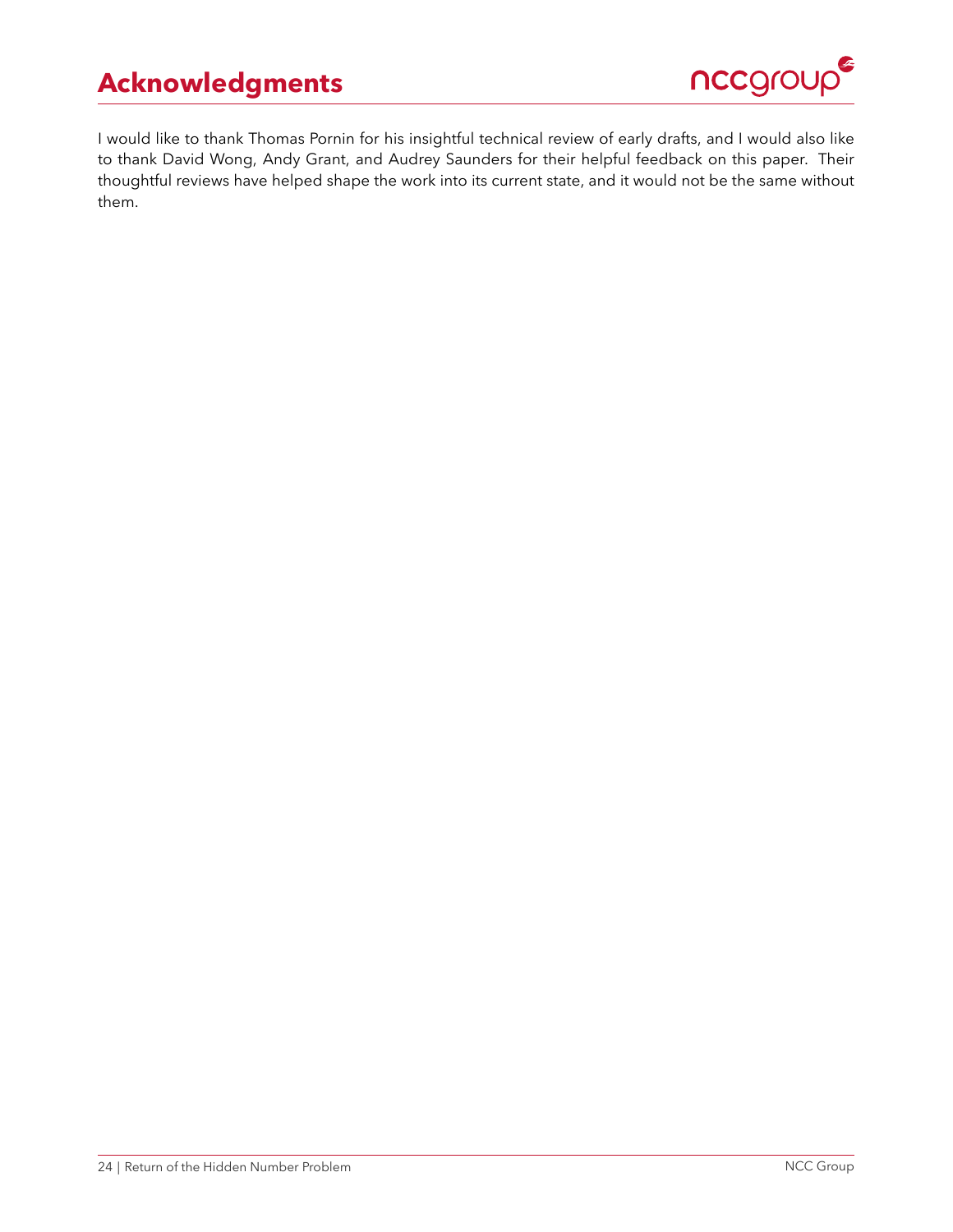# Acknowledgments

I would like to thank Thomas Pornin for his insightful technical review of early drafts, and I would also like to thank David Wong, Andy Grant, and Audrey Saunders for their helpful feedback on this paper. Their thoughtful reviews have helped shape the work into its current state, and it would not be the same without them.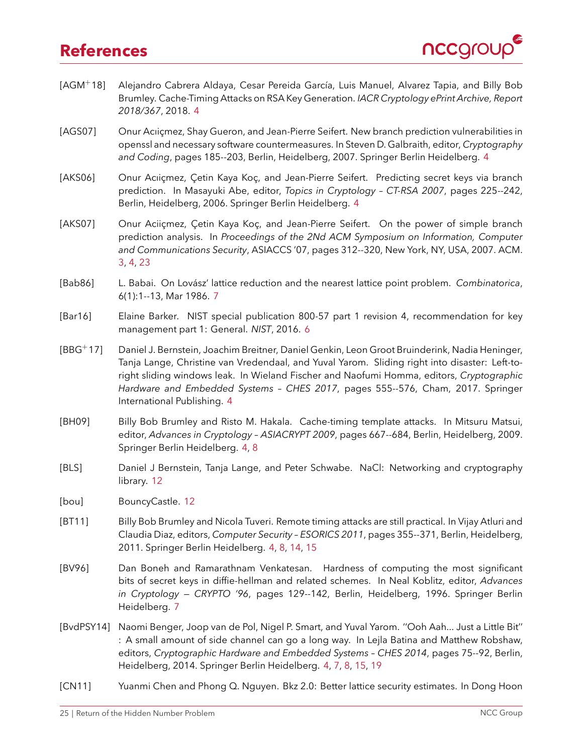# References

[AGM$^+$18] Alejandro Cabrera Aldaya, Cesar Pereida García, Luis Manuel, Alvarez Tapia, and Billy Bob Brumley. Cache-Timing Attacks on RSA Key Generation. *IACR Cryptology ePrint Archive, Report 2018/367*, 2018. 4

[AGS07] Onur Acıiçmez, Shay Gueron, and Jean-Pierre Seifert. New branch prediction vulnerabilities in openssl and necessary software countermeasures. In Steven D. Galbraith, editor, *Cryptography and Coding*, pages 185--203, Berlin, Heidelberg, 2007. Springer Berlin Heidelberg. 4

[AKS06] Onur Acıiçmez, Çetin Kaya Koç, and Jean-Pierre Seifert. Predicting secret keys via branch prediction. In Masayuki Abe, editor, *Topics in Cryptology – CT-RSA 2007*, pages 225--242, Berlin, Heidelberg, 2006. Springer Berlin Heidelberg. 4

[AKS07] Onur Aciiçmez, Çetin Kaya Koç, and Jean-Pierre Seifert. On the power of simple branch prediction analysis. In *Proceedings of the 2Nd ACM Symposium on Information, Computer and Communications Security*, ASIACCS '07, pages 312--320, New York, NY, USA, 2007. ACM. 3, 4, 23

[Bab86] L. Babai. On Lovász' lattice reduction and the nearest lattice point problem. *Combinatorica*, 6(1):1--13, Mar 1986. 7

[Bar16] Elaine Barker. NIST special publication 800-57 part 1 revision 4, recommendation for key management part 1: General. *NIST*, 2016. 6

[BBG$^+$17] Daniel J. Bernstein, Joachim Breitner, Daniel Genkin, Leon Groot Bruinderink, Nadia Heninger, Tanja Lange, Christine van Vredendaal, and Yuval Yarom. Sliding right into disaster: Left-to-right sliding windows leak. In Wieland Fischer and Naofumi Homma, editors, *Cryptographic Hardware and Embedded Systems – CHES 2017*, pages 555--576, Cham, 2017. Springer International Publishing. 4

[BH09] Billy Bob Brumley and Risto M. Hakala. Cache-timing template attacks. In Mitsuru Matsui, editor, *Advances in Cryptology – ASIACRYPT 2009*, pages 667--684, Berlin, Heidelberg, 2009. Springer Berlin Heidelberg. 4, 8

[BLS] Daniel J Bernstein, Tanja Lange, and Peter Schwabe. NaCl: Networking and cryptography library. 12

[bou] BouncyCastle. 12

[BT11] Billy Bob Brumley and Nicola Tuveri. Remote timing attacks are still practical. In Vijay Atluri and Claudia Diaz, editors, *Computer Security – ESORICS 2011*, pages 355--371, Berlin, Heidelberg, 2011. Springer Berlin Heidelberg. 4, 8, 14, 15

[BV96] Dan Boneh and Ramarathnam Venkatesan. Hardness of computing the most significant bits of secret keys in diffie-hellman and related schemes. In Neal Koblitz, editor, *Advances in Cryptology — CRYPTO '96*, pages 129--142, Berlin, Heidelberg, 1996. Springer Berlin Heidelberg. 7

[BvdPSY14] Naomi Benger, Joop van de Pol, Nigel P. Smart, and Yuval Yarom. "Ooh Aah... Just a Little Bit" : A small amount of side channel can go a long way. In Lejla Batina and Matthew Robshaw, editors, *Cryptographic Hardware and Embedded Systems – CHES 2014*, pages 75--92, Berlin, Heidelberg, 2014. Springer Berlin Heidelberg. 4, 7, 8, 15, 19

[CN11] Yuanmi Chen and Phong Q. Nguyen. Bkz 2.0: Better lattice security estimates. In Dong Hoon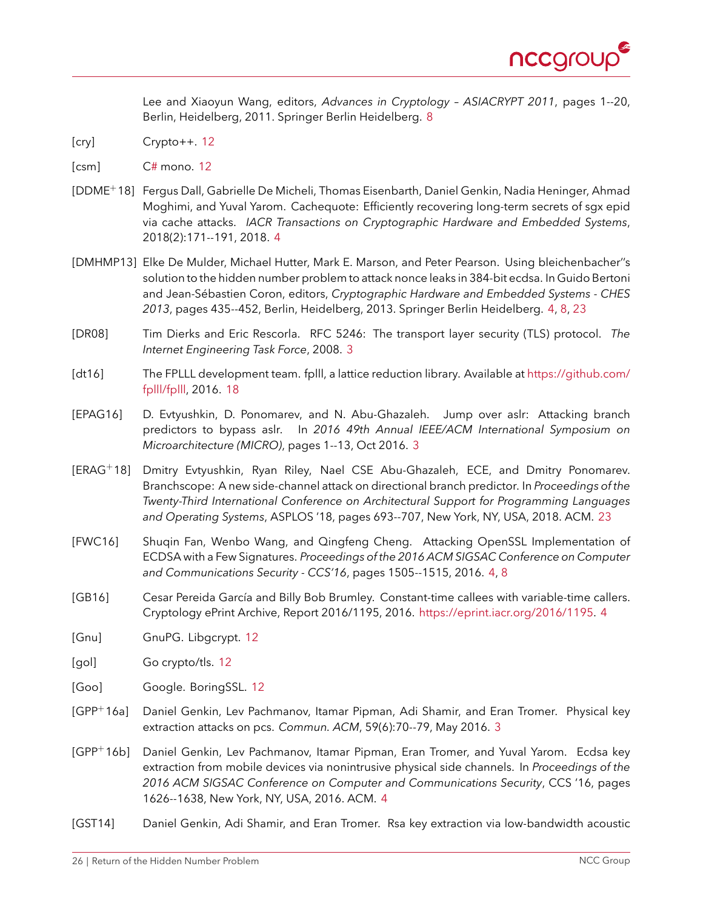Lee and Xiaoyun Wang, editors, *Advances in Cryptology – ASIACRYPT 2011*, pages 1--20, Berlin, Heidelberg, 2011. Springer Berlin Heidelberg. 8

[cry] Crypto++. 12

[csm] C# mono. 12

[DDME+18] Fergus Dall, Gabrielle De Micheli, Thomas Eisenbarth, Daniel Genkin, Nadia Heninger, Ahmad Moghimi, and Yuval Yarom. Cachequote: Efficiently recovering long-term secrets of sgx epid via cache attacks. *IACR Transactions on Cryptographic Hardware and Embedded Systems*, 2018(2):171--191, 2018. 4

[DMHMP13] Elke De Mulder, Michael Hutter, Mark E. Marson, and Peter Pearson. Using bleichenbacher''s solution to the hidden number problem to attack nonce leaks in 384-bit ecdsa. In Guido Bertoni and Jean-Sébastien Coron, editors, *Cryptographic Hardware and Embedded Systems - CHES 2013*, pages 435--452, Berlin, Heidelberg, 2013. Springer Berlin Heidelberg. 4, 8, 23

[DR08] Tim Dierks and Eric Rescorla. RFC 5246: The transport layer security (TLS) protocol. *The Internet Engineering Task Force*, 2008. 3

[dt16] The FPLLL development team. fplll, a lattice reduction library. Available at https://github.com/fplll/fplll, 2016. 18

[EPAG16] D. Evtyushkin, D. Ponomarev, and N. Abu-Ghazaleh. Jump over aslr: Attacking branch predictors to bypass aslr. In *2016 49th Annual IEEE/ACM International Symposium on Microarchitecture (MICRO)*, pages 1--13, Oct 2016. 3

[ERAG+18] Dmitry Evtyushkin, Ryan Riley, Nael CSE Abu-Ghazaleh, ECE, and Dmitry Ponomarev. Branchscope: A new side-channel attack on directional branch predictor. In *Proceedings of the Twenty-Third International Conference on Architectural Support for Programming Languages and Operating Systems*, ASPLOS '18, pages 693--707, New York, NY, USA, 2018. ACM. 23

[FWC16] Shuqin Fan, Wenbo Wang, and Qingfeng Cheng. Attacking OpenSSL Implementation of ECDSA with a Few Signatures. *Proceedings of the 2016 ACM SIGSAC Conference on Computer and Communications Security - CCS'16*, pages 1505--1515, 2016. 4, 8

[GB16] Cesar Pereida García and Billy Bob Brumley. Constant-time callees with variable-time callers. Cryptology ePrint Archive, Report 2016/1195, 2016. https://eprint.iacr.org/2016/1195. 4

[Gnu] GnuPG. Libgcrypt. 12

[gol] Go crypto/tls. 12

[Goo] Google. BoringSSL. 12

[GPP+16a] Daniel Genkin, Lev Pachmanov, Itamar Pipman, Adi Shamir, and Eran Tromer. Physical key extraction attacks on pcs. *Commun. ACM*, 59(6):70--79, May 2016. 3

[GPP+16b] Daniel Genkin, Lev Pachmanov, Itamar Pipman, Eran Tromer, and Yuval Yarom. Ecdsa key extraction from mobile devices via nonintrusive physical side channels. In *Proceedings of the 2016 ACM SIGSAC Conference on Computer and Communications Security*, CCS '16, pages 1626--1638, New York, NY, USA, 2016. ACM. 4

[GST14] Daniel Genkin, Adi Shamir, and Eran Tromer. Rsa key extraction via low-bandwidth acoustic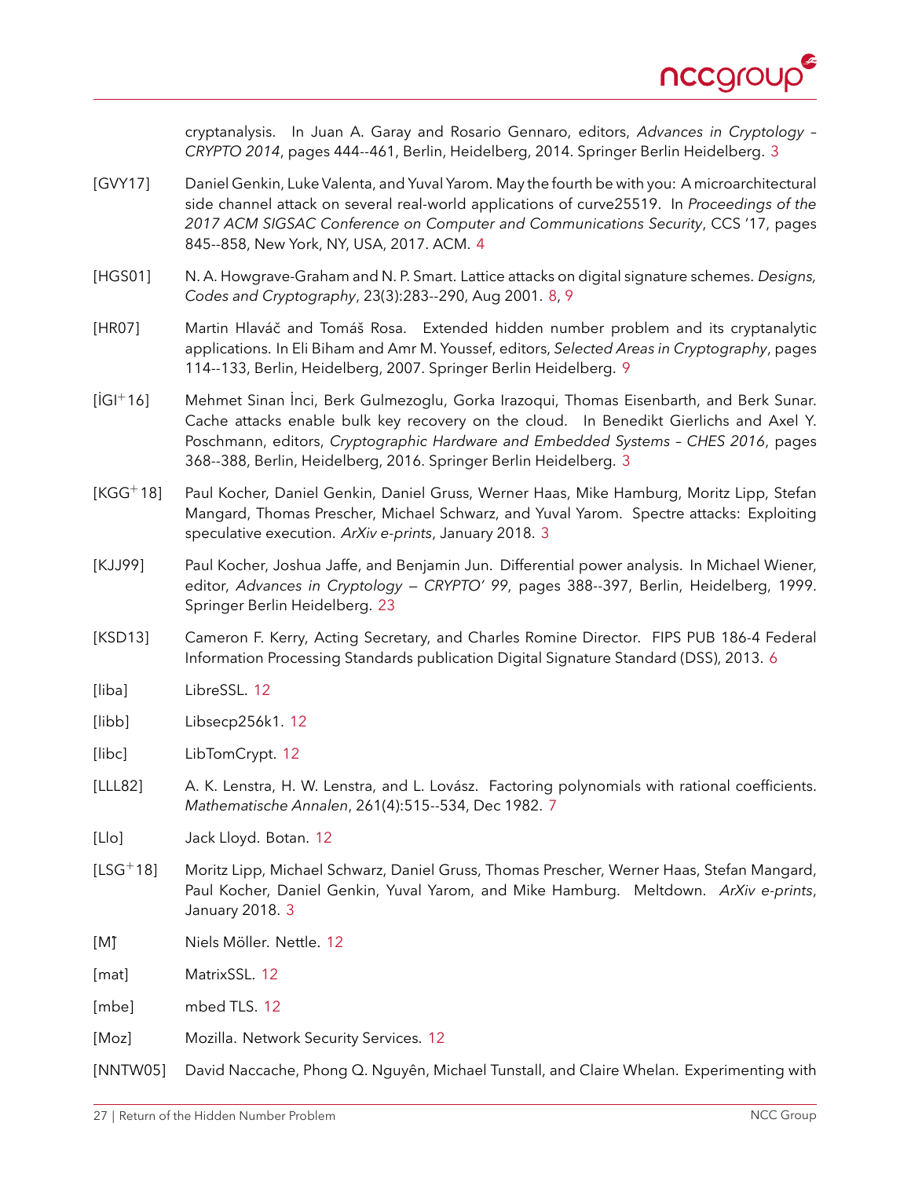cryptanalysis. In Juan A. Garay and Rosario Gennaro, editors, *Advances in Cryptology – CRYPTO 2014*, pages 444--461, Berlin, Heidelberg, 2014. Springer Berlin Heidelberg. 3

[GVY17] Daniel Genkin, Luke Valenta, and Yuval Yarom. May the fourth be with you: A microarchitectural side channel attack on several real-world applications of curve25519. In *Proceedings of the 2017 ACM SIGSAC Conference on Computer and Communications Security*, CCS '17, pages 845--858, New York, NY, USA, 2017. ACM. 4

[HGS01] N. A. Howgrave-Graham and N. P. Smart. Lattice attacks on digital signature schemes. *Designs, Codes and Cryptography*, 23(3):283--290, Aug 2001. 8, 9

[HR07] Martin Hlaváč and Tomáš Rosa. Extended hidden number problem and its cryptanalytic applications. In Eli Biham and Amr M. Youssef, editors, *Selected Areas in Cryptography*, pages 114--133, Berlin, Heidelberg, 2007. Springer Berlin Heidelberg. 9

[İGI+16] Mehmet Sinan İnci, Berk Gulmezoglu, Gorka Irazoqui, Thomas Eisenbarth, and Berk Sunar. Cache attacks enable bulk key recovery on the cloud. In Benedikt Gierlichs and Axel Y. Poschmann, editors, *Cryptographic Hardware and Embedded Systems – CHES 2016*, pages 368--388, Berlin, Heidelberg, 2016. Springer Berlin Heidelberg. 3

[KGG+18] Paul Kocher, Daniel Genkin, Daniel Gruss, Werner Haas, Mike Hamburg, Moritz Lipp, Stefan Mangard, Thomas Prescher, Michael Schwarz, and Yuval Yarom. Spectre attacks: Exploiting speculative execution. *ArXiv e-prints*, January 2018. 3

[KJJ99] Paul Kocher, Joshua Jaffe, and Benjamin Jun. Differential power analysis. In Michael Wiener, editor, *Advances in Cryptology — CRYPTO' 99*, pages 388--397, Berlin, Heidelberg, 1999. Springer Berlin Heidelberg. 23

[KSD13] Cameron F. Kerry, Acting Secretary, and Charles Romine Director. FIPS PUB 186-4 Federal Information Processing Standards publication Digital Signature Standard (DSS), 2013. 6

[liba] LibreSSL. 12

[libb] Libsecp256k1. 12

[libc] LibTomCrypt. 12

[LLL82] A. K. Lenstra, H. W. Lenstra, and L. Lovász. Factoring polynomials with rational coefficients. *Mathematische Annalen*, 261(4):515--534, Dec 1982. 7

[Llo] Jack Lloyd. Botan. 12

[LSG+18] Moritz Lipp, Michael Schwarz, Daniel Gruss, Thomas Prescher, Werner Haas, Stefan Mangard, Paul Kocher, Daniel Genkin, Yuval Yarom, and Mike Hamburg. Meltdown. *ArXiv e-prints*, January 2018. 3

[M̈] Niels Möller. Nettle. 12

[mat] MatrixSSL. 12

[mbe] mbed TLS. 12

[Moz] Mozilla. Network Security Services. 12

[NNTW05] David Naccache, Phong Q. Nguyên, Michael Tunstall, and Claire Whelan. Experimenting with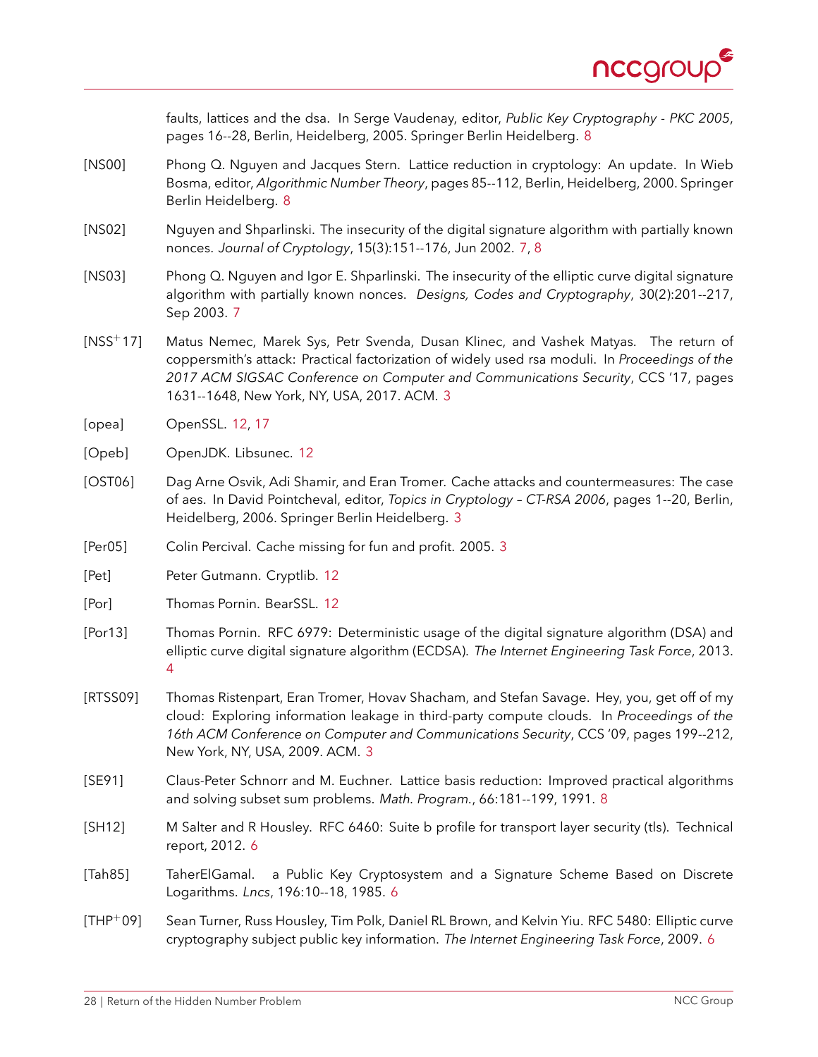faults, lattices and the dsa. In Serge Vaudenay, editor, *Public Key Cryptography - PKC 2005*, pages 16--28, Berlin, Heidelberg, 2005. Springer Berlin Heidelberg. 8

[NS00] Phong Q. Nguyen and Jacques Stern. Lattice reduction in cryptology: An update. In Wieb Bosma, editor, *Algorithmic Number Theory*, pages 85--112, Berlin, Heidelberg, 2000. Springer Berlin Heidelberg. 8

[NS02] Nguyen and Shparlinski. The insecurity of the digital signature algorithm with partially known nonces. *Journal of Cryptology*, 15(3):151--176, Jun 2002. 7, 8

[NS03] Phong Q. Nguyen and Igor E. Shparlinski. The insecurity of the elliptic curve digital signature algorithm with partially known nonces. *Designs, Codes and Cryptography*, 30(2):201--217, Sep 2003. 7

[NSS+17] Matus Nemec, Marek Sys, Petr Svenda, Dusan Klinec, and Vashek Matyas. The return of coppersmith's attack: Practical factorization of widely used rsa moduli. In *Proceedings of the 2017 ACM SIGSAC Conference on Computer and Communications Security*, CCS '17, pages 1631--1648, New York, NY, USA, 2017. ACM. 3

[opea] OpenSSL. 12, 17

[Opeb] OpenJDK. Libsunec. 12

[OST06] Dag Arne Osvik, Adi Shamir, and Eran Tromer. Cache attacks and countermeasures: The case of aes. In David Pointcheval, editor, *Topics in Cryptology – CT-RSA 2006*, pages 1--20, Berlin, Heidelberg, 2006. Springer Berlin Heidelberg. 3

[Per05] Colin Percival. Cache missing for fun and profit. 2005. 3

[Pet] Peter Gutmann. Cryptlib. 12

[Por] Thomas Pornin. BearSSL. 12

[Por13] Thomas Pornin. RFC 6979: Deterministic usage of the digital signature algorithm (DSA) and elliptic curve digital signature algorithm (ECDSA). *The Internet Engineering Task Force*, 2013. 4

[RTSS09] Thomas Ristenpart, Eran Tromer, Hovav Shacham, and Stefan Savage. Hey, you, get off of my cloud: Exploring information leakage in third-party compute clouds. In *Proceedings of the 16th ACM Conference on Computer and Communications Security*, CCS '09, pages 199--212, New York, NY, USA, 2009. ACM. 3

[SE91] Claus-Peter Schnorr and M. Euchner. Lattice basis reduction: Improved practical algorithms and solving subset sum problems. *Math. Program.*, 66:181--199, 1991. 8

[SH12] M Salter and R Housley. RFC 6460: Suite b profile for transport layer security (tls). Technical report, 2012. 6

[Tah85] TaherElGamal. a Public Key Cryptosystem and a Signature Scheme Based on Discrete Logarithms. *Lncs*, 196:10--18, 1985. 6

[THP+09] Sean Turner, Russ Housley, Tim Polk, Daniel RL Brown, and Kelvin Yiu. RFC 5480: Elliptic curve cryptography subject public key information. *The Internet Engineering Task Force*, 2009. 6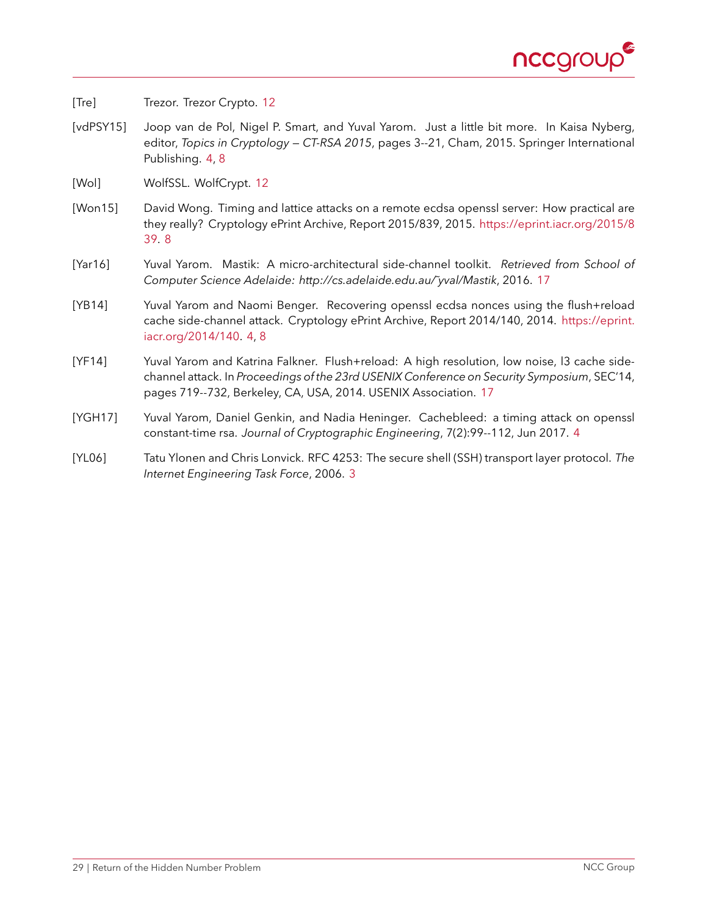[Tre] Trezor. Trezor Crypto. 12

[vdPSY15] Joop van de Pol, Nigel P. Smart, and Yuval Yarom. Just a little bit more. In Kaisa Nyberg, editor, *Topics in Cryptology — CT-RSA 2015*, pages 3--21, Cham, 2015. Springer International Publishing. 4, 8

[Wol] WolfSSL. WolfCrypt. 12

[Won15] David Wong. Timing and lattice attacks on a remote ecdsa openssl server: How practical are they really? Cryptology ePrint Archive, Report 2015/839, 2015. https://eprint.iacr.org/2015/839. 8

[Yar16] Yuval Yarom. Mastik: A micro-architectural side-channel toolkit. *Retrieved from School of Computer Science Adelaide: http://cs.adelaide.edu.au/~yval/Mastik*, 2016. 17

[YB14] Yuval Yarom and Naomi Benger. Recovering openssl ecdsa nonces using the flush+reload cache side-channel attack. Cryptology ePrint Archive, Report 2014/140, 2014. https://eprint.iacr.org/2014/140. 4, 8

[YF14] Yuval Yarom and Katrina Falkner. Flush+reload: A high resolution, low noise, l3 cache side-channel attack. In *Proceedings of the 23rd USENIX Conference on Security Symposium*, SEC'14, pages 719--732, Berkeley, CA, USA, 2014. USENIX Association. 17

[YGH17] Yuval Yarom, Daniel Genkin, and Nadia Heninger. Cachebleed: a timing attack on openssl constant-time rsa. *Journal of Cryptographic Engineering*, 7(2):99--112, Jun 2017. 4

[YL06] Tatu Ylonen and Chris Lonvick. RFC 4253: The secure shell (SSH) transport layer protocol. *The Internet Engineering Task Force*, 2006. 3